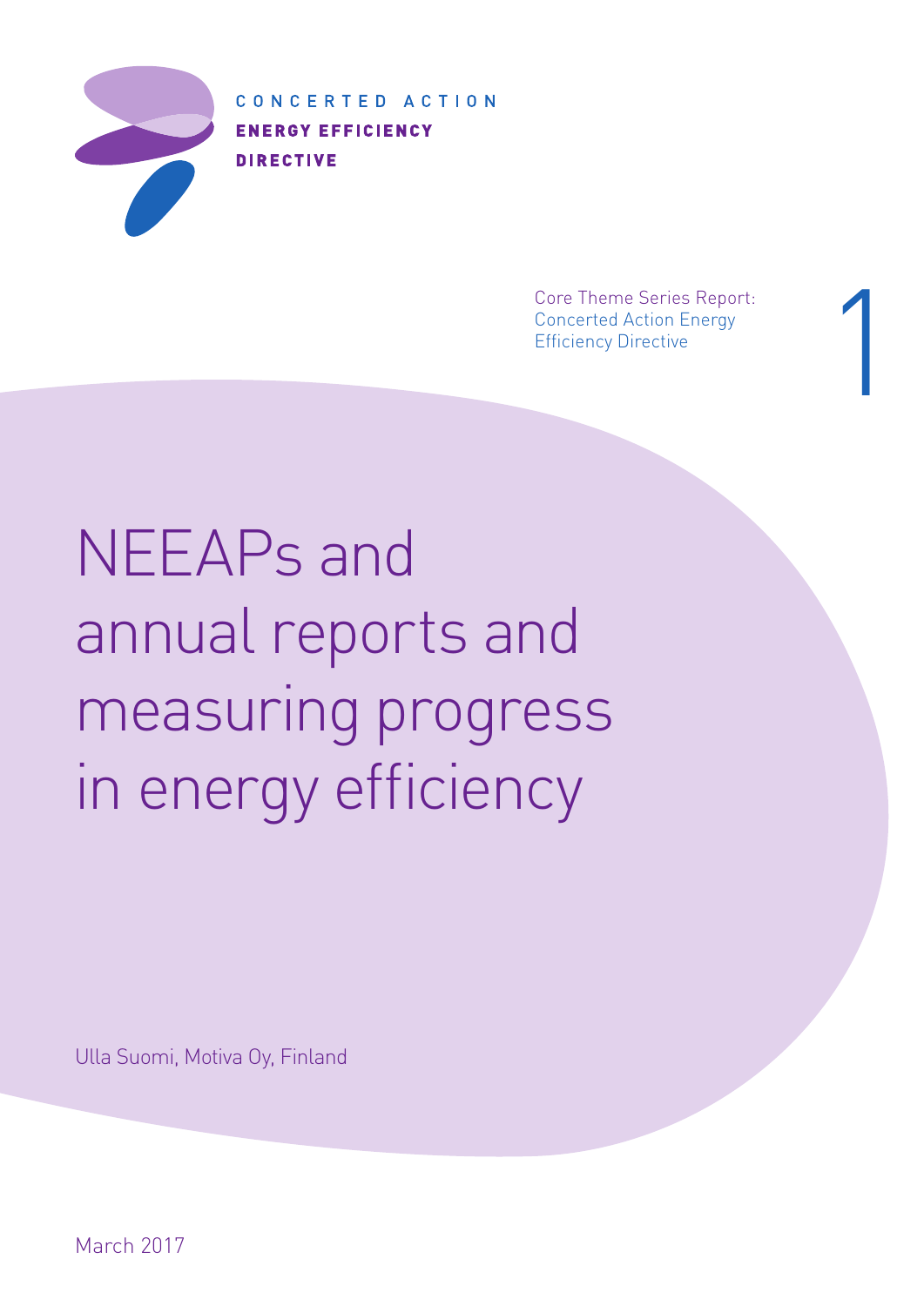CONCERTED ACTION
**ENERGY EFFICIENCY**
**DIRECTIVE**

Core Theme Series Report:
Concerted Action Energy
Efficiency Directive

1

# NEEAPs and annual reports and measuring progress in energy efficiency

Ulla Suomi, Motiva Oy, Finland

March 2017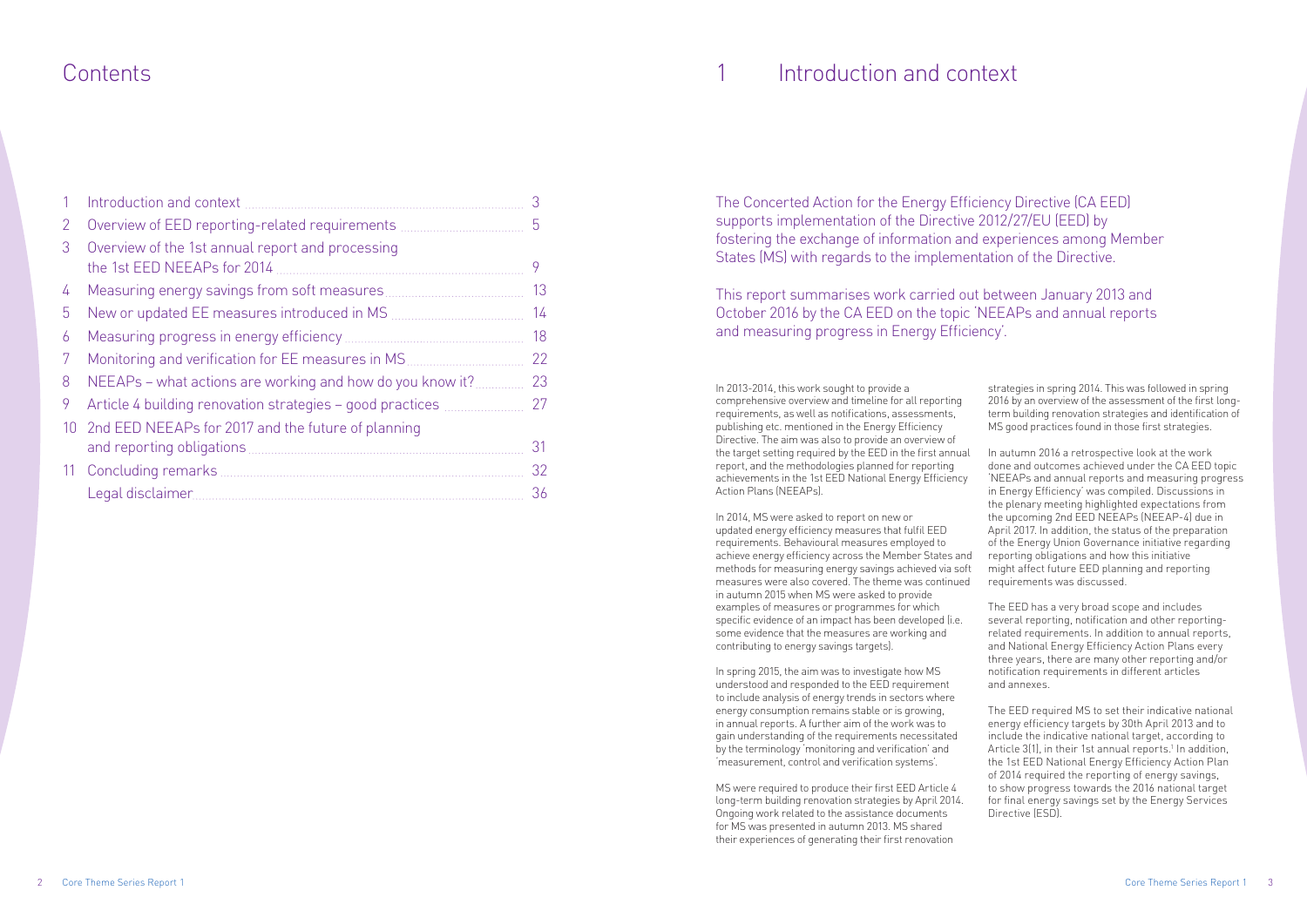# Contents

| | | |
|---|---|---|
| 1 | Introduction and context | 3 |
| 2 | Overview of EED reporting-related requirements | 5 |
| 3 | Overview of the 1st annual report and processing the 1st EED NEEAPs for 2014 | 9 |
| 4 | Measuring energy savings from soft measures | 13 |
| 5 | New or updated EE measures introduced in MS | 14 |
| 6 | Measuring progress in energy efficiency | 18 |
| 7 | Monitoring and verification for EE measures in MS | 22 |
| 8 | NEEAPs – what actions are working and how do you know it? | 23 |
| 9 | Article 4 building renovation strategies – good practices | 27 |
| 10 | 2nd EED NEEAPs for 2017 and the future of planning and reporting obligations | 31 |
| 11 | Concluding remarks | 32 |
| | Legal disclaimer | 36 |

# 1 Introduction and context

The Concerted Action for the Energy Efficiency Directive (CA EED) supports implementation of the Directive 2012/27/EU (EED) by fostering the exchange of information and experiences among Member States (MS) with regards to the implementation of the Directive.

This report summarises work carried out between January 2013 and October 2016 by the CA EED on the topic 'NEEAPs and annual reports and measuring progress in Energy Efficiency'.

In 2013-2014, this work sought to provide a comprehensive overview and timeline for all reporting requirements, as well as notifications, assessments, publishing etc. mentioned in the Energy Efficiency Directive. The aim was also to provide an overview of the target setting required by the EED in the first annual report, and the methodologies planned for reporting achievements in the 1st EED National Energy Efficiency Action Plans (NEEAPs).

In 2014, MS were asked to report on new or updated energy efficiency measures that fulfil EED requirements. Behavioural measures employed to achieve energy efficiency across the Member States and methods for measuring energy savings achieved via soft measures were also covered. The theme was continued in autumn 2015 when MS were asked to provide examples of measures or programmes for which specific evidence of an impact has been developed (i.e. some evidence that the measures are working and contributing to energy savings targets).

In spring 2015, the aim was to investigate how MS understood and responded to the EED requirement to include analysis of energy trends in sectors where energy consumption remains stable or is growing, in annual reports. A further aim of the work was to gain understanding of the requirements necessitated by the terminology 'monitoring and verification' and 'measurement, control and verification systems'.

MS were required to produce their first EED Article 4 long-term building renovation strategies by April 2014. Ongoing work related to the assistance documents for MS was presented in autumn 2013. MS shared their experiences of generating their first renovation strategies in spring 2014. This was followed in spring 2016 by an overview of the assessment of the first long-term building renovation strategies and identification of MS good practices found in those first strategies.

In autumn 2016 a retrospective look at the work done and outcomes achieved under the CA EED topic 'NEEAPs and annual reports and measuring progress in Energy Efficiency' was compiled. Discussions in the plenary meeting highlighted expectations from the upcoming 2nd EED NEEAPs (NEEAP-4) due in April 2017. In addition, the status of the preparation of the Energy Union Governance initiative regarding reporting obligations and how this initiative might affect future EED planning and reporting requirements was discussed.

The EED has a very broad scope and includes several reporting, notification and other reporting-related requirements. In addition to annual reports, and National Energy Efficiency Action Plans every three years, there are many other reporting and/or notification requirements in different articles and annexes.

The EED required MS to set their indicative national energy efficiency targets by 30th April 2013 and to include the indicative national target, according to Article 3(1), in their 1st annual reports.[1] In addition, the 1st EED National Energy Efficiency Action Plan of 2014 required the reporting of energy savings, to show progress towards the 2016 national target for final energy savings set by the Energy Services Directive (ESD).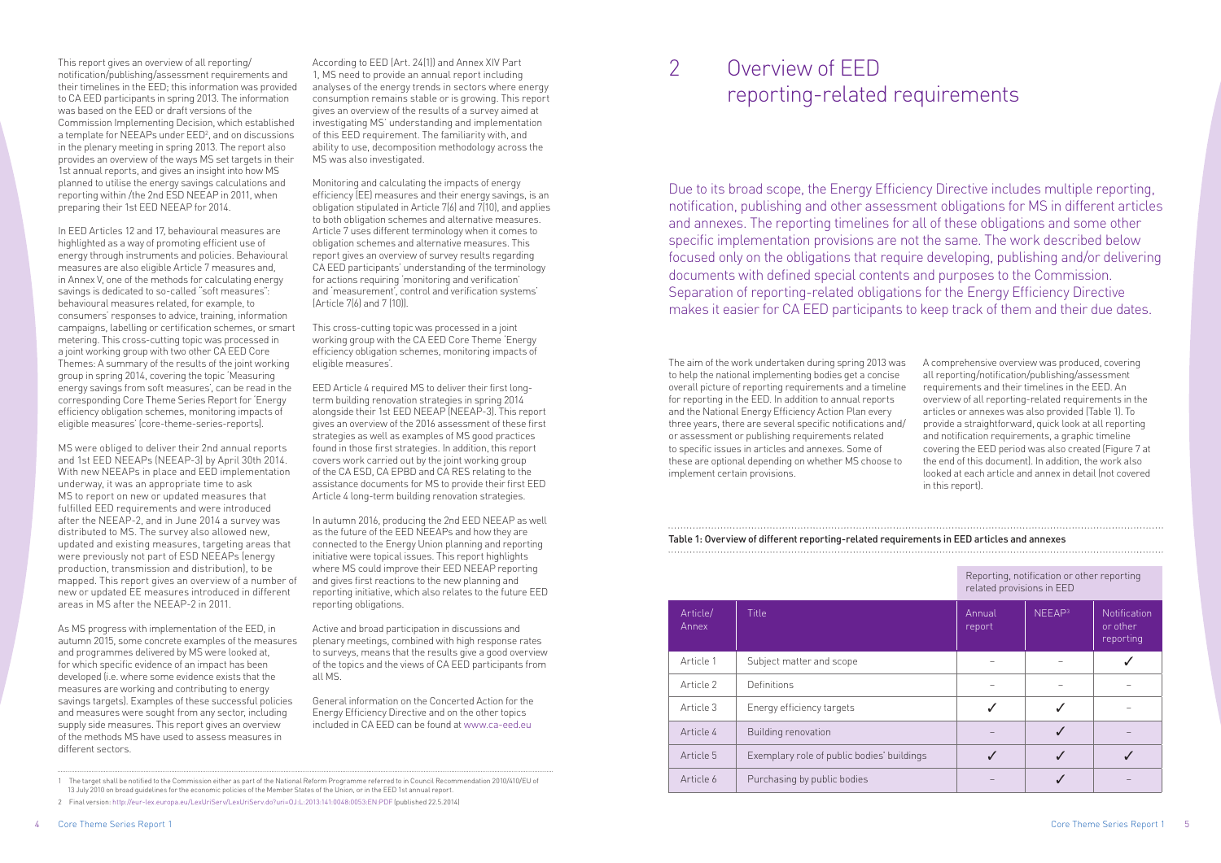This report gives an overview of all reporting/notification/publishing/assessment requirements and their timelines in the EED; this information was provided to CA EED participants in spring 2013. The information was based on the EED or draft versions of the Commission Implementing Decision, which established a template for NEEAPs under EED[2], and on discussions in the plenary meeting in spring 2013. The report also provides an overview of the ways MS set targets in their 1st annual reports, and gives an insight into how MS planned to utilise the energy savings calculations and reporting within /the 2nd EED NEEAP in 2011, when preparing their 1st EED NEEAP for 2014.

In EED Articles 12 and 17, behavioural measures are highlighted as a way of promoting efficient use of energy through instruments and policies. Behavioural measures are also eligible Article 7 measures and, in Annex V, one of the methods for calculating energy savings is dedicated to so-called "soft measures": behavioural measures related, for example, to consumers' responses to advice, training, information campaigns, labelling or certification schemes, or smart metering. This cross-cutting topic was processed in a joint working group with two other CA EED Core Themes: A summary of the results of the joint working group in spring 2014, covering the topic 'Measuring energy savings from soft measures', can be read in the corresponding Core Theme Series Report for 'Energy efficiency obligation schemes, monitoring impacts of eligible measures' (core-theme-series-reports).

MS were obliged to deliver their 2nd annual reports and 1st EED NEEAPs (NEEAP-3) by April 30th 2014. With new NEEAPs in place and EED implementation underway, it was an appropriate time to ask MS to report on new or updated measures that fulfilled EED requirements and were introduced after the NEEAP-2, and in June 2014 a survey was distributed to MS. The survey also allowed new, updated and existing measures, targeting areas that were previously not part of ESD NEEAPs (energy production, transmission and distribution), to be mapped. This report gives an overview of a number of new or updated EE measures introduced in different areas in MS after the NEEAP-2 in 2011.

As MS progress with implementation of the EED, in autumn 2015, some concrete examples of the measures and programmes delivered by MS were looked at, for which specific evidence of an impact has been developed (i.e. where some evidence exists that the measures are working and contributing to energy savings targets). Examples of these successful policies and measures were sought from any sector, including supply side measures. This report gives an overview of the methods MS have used to assess measures in different sectors.

According to EED (Art. 24(1)) and Annex XIV Part 1, MS need to provide an annual report including analyses of the energy trends in sectors where energy consumption remains stable or is growing. This report gives an overview of the results of a survey aimed at investigating MS' understanding and implementation of this EED requirement. The familiarity with, and ability to use, decomposition methodology across the MS was also investigated.

Monitoring and calculating the impacts of energy efficiency (EE) measures and their energy savings, is an obligation stipulated in Article 7(6) and 7(10), and applies to both obligation schemes and alternative measures. Article 7 uses different terminology when it comes to obligation schemes and alternative measures. This report gives an overview of survey results regarding CA EED participants' understanding of the terminology for actions requiring 'monitoring and verification' and 'measurement', control and verification systems' (Article 7(6) and 7 (10)).

This cross-cutting topic was processed in a joint working group with the CA EED Core Theme 'Energy efficiency obligation schemes, monitoring impacts of eligible measures'.

EED Article 4 required MS to deliver their first long-term building renovation strategies in spring 2014 alongside their 1st EED NEEAP (NEEAP-3). This report gives an overview of the 2016 assessment of these first strategies as well as examples of MS good practices found in those first strategies. In addition, this report covers work carried out by the joint working group of the CA ESD, CA EPBD and CA RES relating to the assistance documents for MS to provide their first EED Article 4 long-term building renovation strategies.

In autumn 2016, producing the 2nd EED NEEAP as well as the future of the EED NEEAPs and how they are connected to the Energy Union planning and reporting initiative were topical issues. This report highlights where MS could improve their EED NEEAP reporting and gives first reactions to the new planning and reporting initiative, which also relates to the future EED reporting obligations.

Active and broad participation in discussions and plenary meetings, combined with high response rates to surveys, means that the results give a good overview of the topics and the views of CA EED participants from all MS.

General information on the Concerted Action for the Energy Efficiency Directive and on the other topics included in CA EED can be found at www.ca-eed.eu

1 The target shall be notified to the Commission either as part of the National Reform Programme referred to in Council Recommendation 2010/410/EU of 13 July 2010 on broad guidelines for the economic policies of the Member States of the Union, or in the EED 1st annual report.

2 Final version: http://eur-lex.europa.eu/LexUriServ/LexUriServ.do?uri=OJ:L:2013:141:0048:0053:EN:PDF (published 22.5.2014)

# 2 Overview of EED reporting-related requirements

Due to its broad scope, the Energy Efficiency Directive includes multiple reporting, notification, publishing and other assessment obligations for MS in different articles and annexes. The reporting timelines for all of these obligations and some other specific implementation provisions are not the same. The work described below focused only on the obligations that require developing, publishing and/or delivering documents with defined special contents and purposes to the Commission. Separation of reporting-related obligations for the Energy Efficiency Directive makes it easier for CA EED participants to keep track of them and their due dates.

The aim of the work undertaken during spring 2013 was to help the national implementing bodies get a concise overall picture of reporting requirements and a timeline for reporting in the EED. In addition to annual reports and the National Energy Efficiency Action Plan every three years, there are several specific notifications and/or assessment or publishing requirements related to specific issues in articles and annexes. Some of these are optional depending on whether MS choose to implement certain provisions.

A comprehensive overview was produced, covering all reporting/notification/publishing/assessment requirements and their timelines in the EED. An overview of all reporting-related requirements in the articles or annexes was also provided (Table 1). To provide a straightforward, quick look at all reporting and notification requirements, a graphic timeline covering the EED period was also created (Figure 7 at the end of this document). In addition, the work also looked at each article and annex in detail (not covered in this report).

Table 1: Overview of different reporting-related requirements in EED articles and annexes

| | | Reporting, notification or other reporting related provisions in EED | | |
|---|---|---|---|---|
| Article/ Annex | Title | Annual report | NEEAP[3] | Notification or other reporting |
| Article 1 | Subject matter and scope | – | – | ✓ |
| Article 2 | Definitions | – | – | – |
| Article 3 | Energy efficiency targets | ✓ | ✓ | – |
| Article 4 | Building renovation | – | ✓ | – |
| Article 5 | Exemplary role of public bodies' buildings | ✓ | ✓ | ✓ |
| Article 6 | Purchasing by public bodies | – | ✓ | – |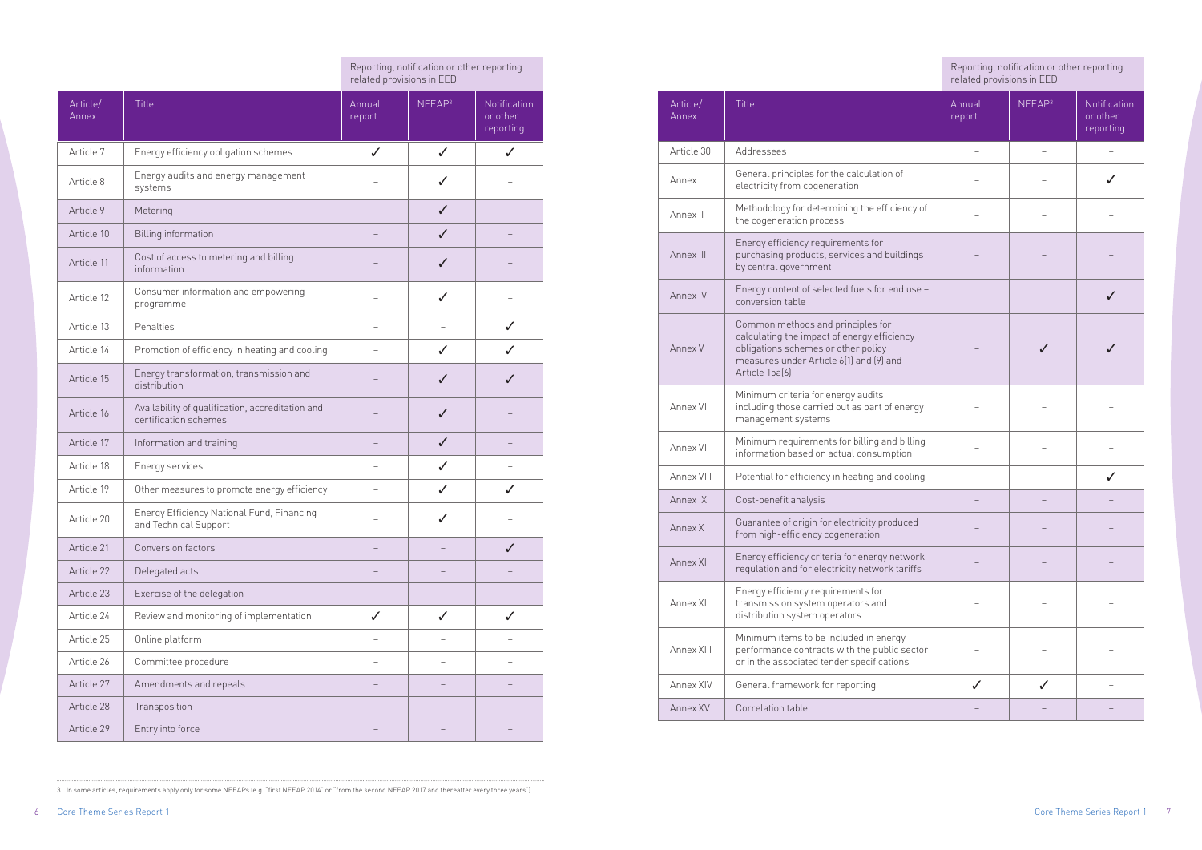| Article/ Annex | Title | Reporting, notification or other reporting related provisions in EED | | |
|---|---|---|---|---|
| | | Annual report | NEEAP[3] | Notification or other reporting |
| Article 7 | Energy efficiency obligation schemes | ✓ | ✓ | ✓ |
| Article 8 | Energy audits and energy management systems | – | ✓ | – |
| Article 9 | Metering | – | ✓ | – |
| Article 10 | Billing information | – | ✓ | – |
| Article 11 | Cost of access to metering and billing information | – | ✓ | – |
| Article 12 | Consumer information and empowering programme | – | ✓ | – |
| Article 13 | Penalties | – | – | ✓ |
| Article 14 | Promotion of efficiency in heating and cooling | – | ✓ | ✓ |
| Article 15 | Energy transformation, transmission and distribution | – | ✓ | ✓ |
| Article 16 | Availability of qualification, accreditation and certification schemes | – | ✓ | – |
| Article 17 | Information and training | – | ✓ | – |
| Article 18 | Energy services | – | ✓ | – |
| Article 19 | Other measures to promote energy efficiency | – | ✓ | ✓ |
| Article 20 | Energy Efficiency National Fund, Financing and Technical Support | – | ✓ | – |
| Article 21 | Conversion factors | – | – | ✓ |
| Article 22 | Delegated acts | – | – | – |
| Article 23 | Exercise of the delegation | – | – | – |
| Article 24 | Review and monitoring of implementation | ✓ | ✓ | ✓ |
| Article 25 | Online platform | – | – | – |
| Article 26 | Committee procedure | – | – | – |
| Article 27 | Amendments and repeals | – | – | – |
| Article 28 | Transposition | – | – | – |
| Article 29 | Entry into force | – | – | – |
| Article 30 | Addressees | – | – | – |
| Annex I | General principles for the calculation of electricity from cogeneration | – | – | ✓ |
| Annex II | Methodology for determining the efficiency of the cogeneration process | – | – | – |
| Annex III | Energy efficiency requirements for purchasing products, services and buildings by central government | – | – | – |
| Annex IV | Energy content of selected fuels for end use – conversion table | – | – | ✓ |
| Annex V | Common methods and principles for calculating the impact of energy efficiency obligations schemes or other policy measures under Article 6(1) and (9) and Article 15a(6) | – | ✓ | ✓ |
| Annex VI | Minimum criteria for energy audits including those carried out as part of energy management systems | – | – | – |
| Annex VII | Minimum requirements for billing and billing information based on actual consumption | – | – | – |
| Annex VIII | Potential for efficiency in heating and cooling | – | – | ✓ |
| Annex IX | Cost-benefit analysis | – | – | – |
| Annex X | Guarantee of origin for electricity produced from high-efficiency cogeneration | – | – | – |
| Annex XI | Energy efficiency criteria for energy network regulation and for electricity network tariffs | – | – | – |
| Annex XII | Energy efficiency requirements for transmission system operators and distribution system operators | – | – | – |
| Annex XIII | Minimum items to be included in energy performance contracts with the public sector or in the associated tender specifications | – | – | – |
| Annex XIV | General framework for reporting | ✓ | ✓ | – |
| Annex XV | Correlation table | – | – | – |

3 In some articles, requirements apply only for some NEEAPs (e.g. "first NEEAP 2014" or "from the second NEEAP 2017 and thereafter every three years").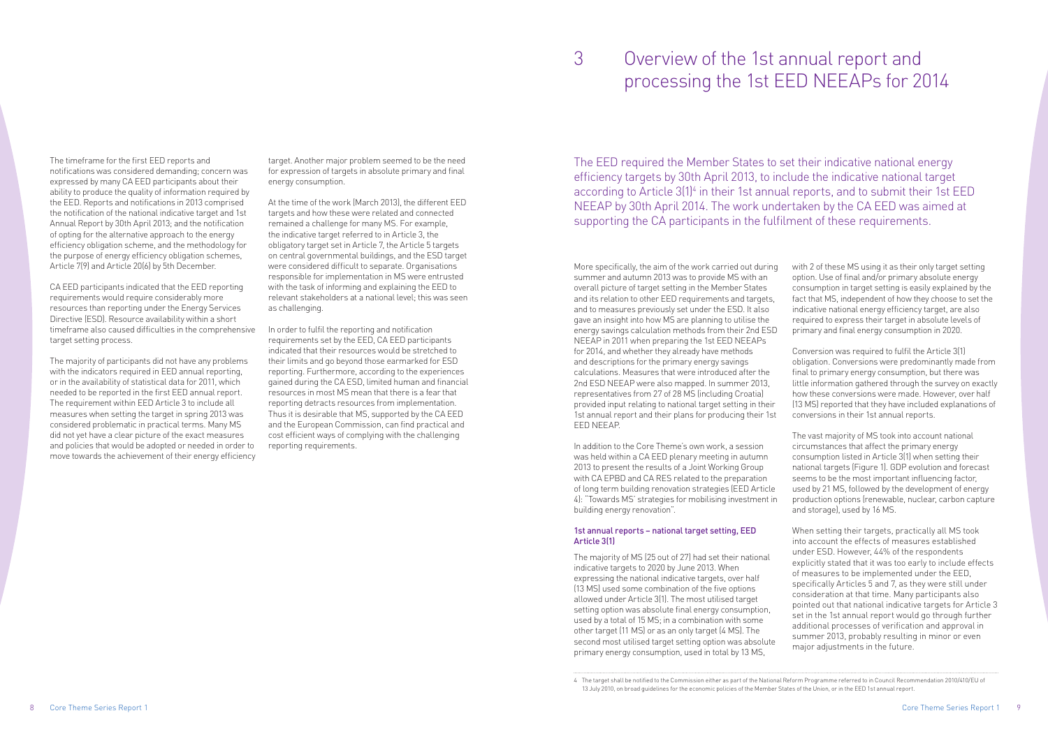The timeframe for the first EED reports and notifications was considered demanding; concern was expressed by many CA EED participants about their ability to produce the quality of information required by the EED. Reports and notifications in 2013 comprised the notification of the national indicative target and 1st Annual Report by 30th April 2013; and the notification of opting for the alternative approach to the energy efficiency obligation scheme, and the methodology for the purpose of energy efficiency obligation schemes, Article 7(9) and Article 20(6) by 5th December.

CA EED participants indicated that the EED reporting requirements would require considerably more resources than reporting under the Energy Services Directive (ESD). Resource availability within a short timeframe also caused difficulties in the comprehensive target setting process.

The majority of participants did not have any problems with the indicators required in EED annual reporting, or in the availability of statistical data for 2011, which needed to be reported in the first EED annual report. The requirement within EED Article 3 to include all measures when setting the target in spring 2013 was considered problematic in practical terms. Many MS did not yet have a clear picture of the exact measures and policies that would be adopted or needed in order to move towards the achievement of their energy efficiency target. Another major problem seemed to be the need for expression of targets in absolute primary and final energy consumption.

At the time of the work (March 2013), the different EED targets and how these were related and connected remained a challenge for many MS. For example, the indicative target referred to in Article 3, the obligatory target set in Article 7, the Article 5 targets on central governmental buildings, and the ESD target were considered difficult to separate. Organisations responsible for implementation in MS were entrusted with the task of informing and explaining the EED to relevant stakeholders at a national level; this was seen as challenging.

In order to fulfil the reporting and notification requirements set by the EED, CA EED participants indicated that their resources would be stretched to their limits and go beyond those earmarked for ESD reporting. Furthermore, according to the experiences gained during the CA ESD, limited human and financial resources in most MS mean that there is a fear that reporting detracts resources from implementation. Thus it is desirable that MS, supported by the CA EED and the European Commission, can find practical and cost efficient ways of complying with the challenging reporting requirements.

# 3 Overview of the 1st annual report and processing the 1st EED NEEAPs for 2014

The EED required the Member States to set their indicative national energy efficiency targets by 30th April 2013, to include the indicative national target according to Article 3(1)[4] in their 1st annual reports, and to submit their 1st EED NEEAP by 30th April 2014. The work undertaken by the CA EED was aimed at supporting the CA participants in the fulfilment of these requirements.

More specifically, the aim of the work carried out during summer and autumn 2013 was to provide MS with an overall picture of target setting in the Member States and its relation to other EED requirements and targets, and to measures previously set under the ESD. It also gave an insight into how MS are planning to utilise the energy savings calculation methods from their 2nd ESD NEEAP in 2011 when preparing the 1st EED NEEAPs for 2014, and whether they already have methods and descriptions for the primary energy savings calculations. Measures that were introduced after the 2nd ESD NEEAP were also mapped. In summer 2013, representatives from 27 of 28 MS (including Croatia) provided input relating to national target setting in their 1st annual report and their plans for producing their 1st EED NEEAP.

In addition to the Core Theme's own work, a session was held within a CA EED plenary meeting in autumn 2013 to present the results of a Joint Working Group with CA EPBD and CA RES related to the preparation of long term building renovation strategies (EED Article 4): "Towards MS' strategies for mobilising investment in building energy renovation".

### 1st annual reports – national target setting, EED Article 3(1)

The majority of MS (25 out of 27) had set their national indicative targets to 2020 by June 2013. When expressing the national indicative targets, over half (13 MS) used some combination of the five options allowed under Article 3(1). The most utilised target setting option was absolute final energy consumption, used by a total of 15 MS; in a combination with some other target (11 MS) or as an only target (4 MS). The second most utilised target setting option was absolute primary energy consumption, used in total by 13 MS, with 2 of these MS using it as their only target setting option. Use of final and/or primary absolute energy consumption in target setting is easily explained by the fact that MS, independent of how they choose to set the indicative national energy efficiency target, are also required to express their target in absolute levels of primary and final energy consumption in 2020.

Conversion was required to fulfil the Article 3(1) obligation. Conversions were predominantly made from final to primary energy consumption, but there was little information gathered through the survey on exactly how these conversions were made. However, over half (13 MS) reported that they have included explanations of conversions in their 1st annual reports.

The vast majority of MS took into account national circumstances that affect the primary energy consumption listed in Article 3(1) when setting their national targets (Figure 1). GDP evolution and forecast seems to be the most important influencing factor, used by 21 MS, followed by the development of energy production options (renewable, nuclear, carbon capture and storage), used by 16 MS.

When setting their targets, practically all MS took into account the effects of measures established under ESD. However, 44% of the respondents explicitly stated that it was too early to include effects of measures to be implemented under the EED, specifically Articles 5 and 7, as they were still under consideration at that time. Many participants also pointed out that national indicative targets for Article 3 set in the 1st annual report would go through further additional processes of verification and approval in summer 2013, probably resulting in minor or even major adjustments in the future.

---

[4] The target shall be notified to the Commission either as part of the National Reform Programme referred to in Council Recommendation 2010/410/EU of 13 July 2010, on broad guidelines for the economic policies of the Member States of the Union, or in the EED 1st annual report.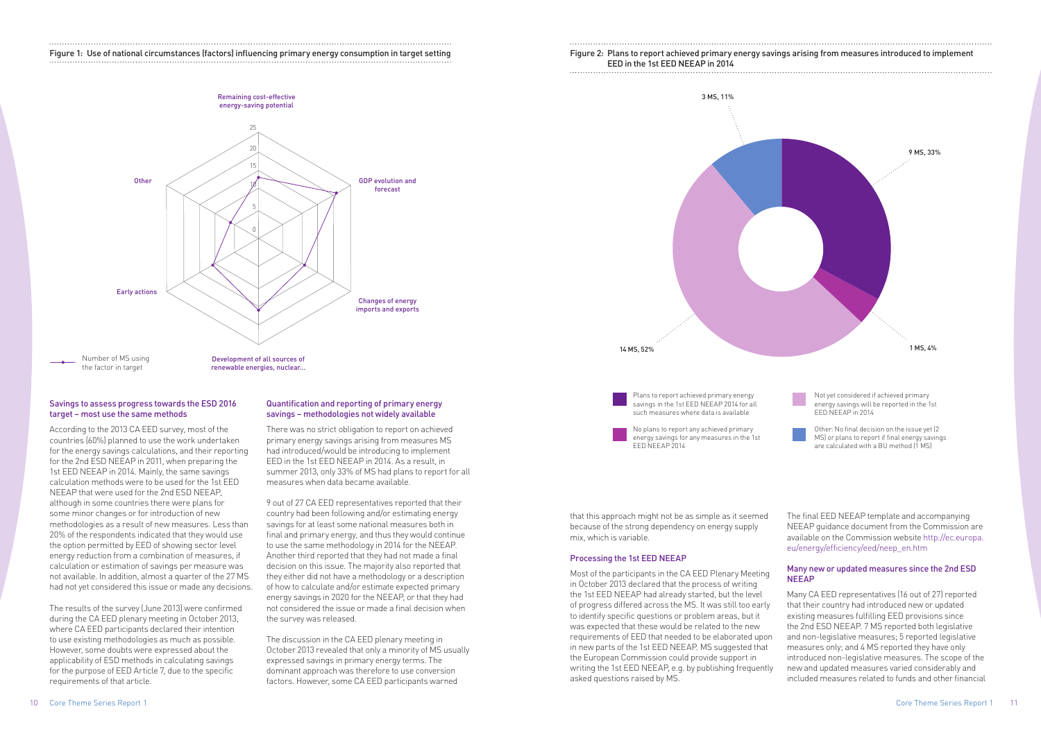Figure 1: Use of national circumstances (factors) influencing primary energy consumption in target setting

Figure 2: Plans to report achieved primary energy savings arising from measures introduced to implement EED in the 1st EED NEEAP in 2014

### Savings to assess progress towards the ESD 2016 target – most use the same methods

According to the 2013 CA EED survey, most of the countries (60%) planned to use the work undertaken for the energy savings calculations, and their reporting for the 2nd ESD NEEAP in 2011, when preparing the 1st EED NEEAP in 2014. Mainly, the same savings calculation methods were to be used for the 1st EED NEEAP that were used for the 2nd ESD NEEAP, although in some countries there were plans for some minor changes or for introduction of new methodologies as a result of new measures. Less than 20% of the respondents indicated that they would use the option permitted by EED of showing sector level energy reduction from a combination of measures, if calculation or estimation of savings per measure was not available. In addition, almost a quarter of the 27 MS had not yet considered this issue or made any decisions.

The results of the survey (June 2013) were confirmed during the CA EED plenary meeting in October 2013, where CA EED participants declared their intention to use existing methodologies as much as possible. However, some doubts were expressed about the applicability of ESD methods in calculating savings for the purpose of EED Article 7, due to the specific requirements of that article.

### Quantification and reporting of primary energy savings – methodologies not widely available

There was no strict obligation to report on achieved primary energy savings arising from measures MS had introduced/would be introducing to implement EED in the 1st EED NEEAP in 2014. As a result, in summer 2013, only 33% of MS had plans to report for all measures when data became available.

9 out of 27 CA EED representatives reported that their country had been following and/or estimating energy savings for at least some national measures both in final and primary energy, and thus they would continue to use the same methodology in 2014 for the NEEAP. Another third reported that they had not made a final decision on this issue. The majority also reported that they either did not have a methodology or a description of how to calculate and/or estimate expected primary energy savings in 2020 for the NEEAP, or that they had not considered the issue or made a final decision when the survey was released.

The discussion in the CA EED plenary meeting in October 2013 revealed that only a minority of MS usually expressed savings in primary energy terms. The dominant approach was therefore to use conversion factors. However, some CA EED participants warned that this approach might not be as simple as it seemed because of the strong dependency on energy supply mix, which is variable.

### Processing the 1st EED NEEAP

Most of the participants in the CA EED Plenary Meeting in October 2013 declared that the process of writing the 1st EED NEEAP had already started, but the level of progress differed across the MS. It was still too early to identify specific questions or problem areas, but it was expected that these would be related to the new requirements of EED that needed to be elaborated upon in new parts of the 1st EED NEEAP. MS suggested that the European Commission could provide support in writing the 1st EED NEEAP, e.g. by publishing frequently asked questions raised by MS.

The final EED NEEAP template and accompanying NEEAP guidance document from the Commission are available on the Commission website http://ec.europa.eu/energy/efficiency/eed/neep_en.htm

### Many new or updated measures since the 2nd ESD NEEAP

Many CA EED representatives (16 out of 27) reported that their country had introduced new or updated existing measures fulfilling EED provisions since the 2nd ESD NEEAP. 7 MS reported both legislative and non-legislative measures; 5 reported legislative measures only; and 4 MS reported they have only introduced non-legislative measures. The scope of the new and updated measures varied considerably and included measures related to funds and other financial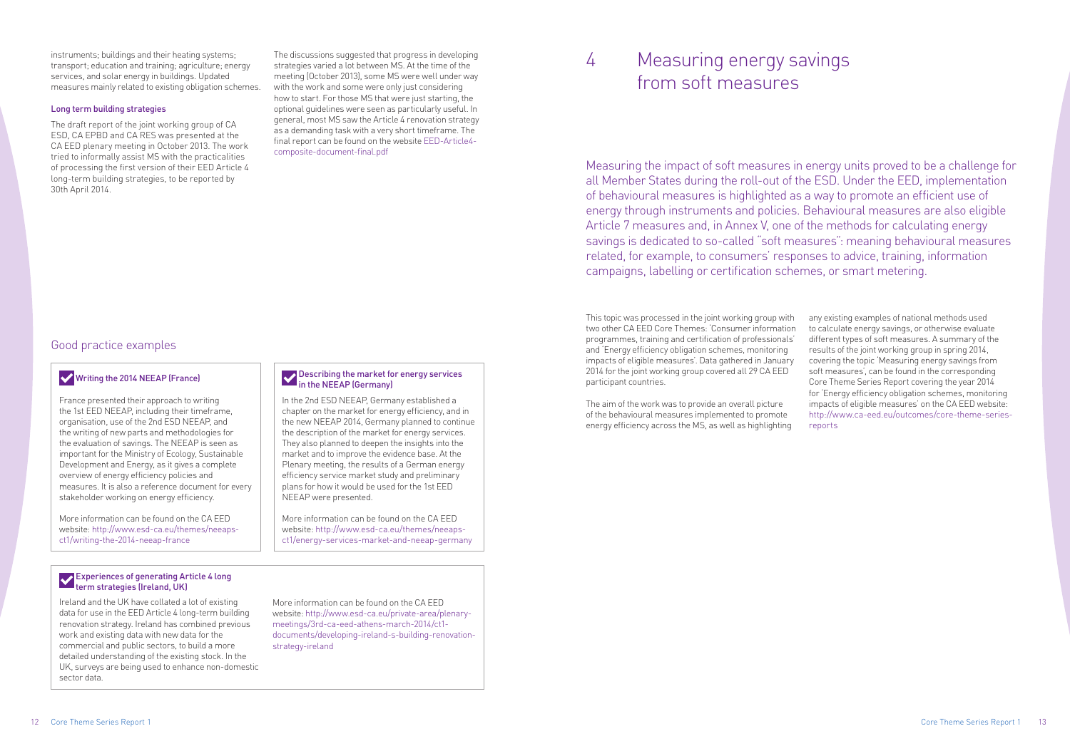instruments; buildings and their heating systems; transport; education and training; agriculture; energy services, and solar energy in buildings. Updated measures mainly related to existing obligation schemes.

### Long term building strategies

The draft report of the joint working group of CA ESD, CA EPBD and CA RES was presented at the CA EED plenary meeting in October 2013. The work tried to informally assist MS with the practicalities of processing the first version of their EED Article 4 long-term building strategies, to be reported by 30th April 2014.

The discussions suggested that progress in developing strategies varied a lot between MS. At the time of the meeting (October 2013), some MS were well under way with the work and some were only just considering how to start. For those MS that were just starting, the optional guidelines were seen as particularly useful. In general, most MS saw the Article 4 renovation strategy as a demanding task with a very short timeframe. The final report can be found on the website EED-Article4-composite-document-final.pdf

## Good practice examples

### Writing the 2014 NEEAP (France)

France presented their approach to writing the 1st EED NEEAP, including their timeframe, organisation, use of the 2nd ESD NEEAP, and the writing of new parts and methodologies for the evaluation of savings. The NEEAP is seen as important for the Ministry of Ecology, Sustainable Development and Energy, as it gives a complete overview of energy efficiency policies and measures. It is also a reference document for every stakeholder working on energy efficiency.

More information can be found on the CA EED website: http://www.esd-ca.eu/themes/neeaps-ct1/writing-the-2014-neeap-france

### Describing the market for energy services in the NEEAP (Germany)

In the 2nd ESD NEEAP, Germany established a chapter on the market for energy efficiency, and in the new NEEAP 2014, Germany planned to continue the description of the market for energy services. They also planned to deepen the insights into the market and to improve the evidence base. At the Plenary meeting, the results of a German energy efficiency service market study and preliminary plans for how it would be used for the 1st EED NEEAP were presented.

More information can be found on the CA EED website: http://www.esd-ca.eu/themes/neeaps-ct1/energy-services-market-and-neeap-germany

### Experiences of generating Article 4 long term strategies (Ireland, UK)

Ireland and the UK have collated a lot of existing data for use in the EED Article 4 long-term building renovation strategy. Ireland has combined previous work and existing data with new data for the commercial and public sectors, to build a more detailed understanding of the existing stock. In the UK, surveys are being used to enhance non-domestic sector data.

More information can be found on the CA EED website: http://www.esd-ca.eu/private-area/plenary-meetings/3rd-ca-eed-athens-march-2014/ct1-documents/developing-ireland-s-building-renovation-strategy-ireland

# 4 Measuring energy savings from soft measures

Measuring the impact of soft measures in energy units proved to be a challenge for all Member States during the roll-out of the ESD. Under the EED, implementation of behavioural measures is highlighted as a way to promote an efficient use of energy through instruments and policies. Behavioural measures are also eligible Article 7 measures and, in Annex V, one of the methods for calculating energy savings is dedicated to so-called "soft measures": meaning behavioural measures related, for example, to consumers' responses to advice, training, information campaigns, labelling or certification schemes, or smart metering.

This topic was processed in the joint working group with two other CA EED Core Themes: 'Consumer information programmes, training and certification of professionals' and 'Energy efficiency obligation schemes, monitoring impacts of eligible measures'. Data gathered in January 2014 for the joint working group covered all 29 CA EED participant countries.

The aim of the work was to provide an overall picture of the behavioural measures implemented to promote energy efficiency across the MS, as well as highlighting any existing examples of national methods used to calculate energy savings, or otherwise evaluate different types of soft measures. A summary of the results of the joint working group in spring 2014, covering the topic 'Measuring energy savings from soft measures', can be found in the corresponding Core Theme Series Report covering the year 2014 for 'Energy efficiency obligation schemes, monitoring impacts of eligible measures' on the CA EED website: http://www.ca-eed.eu/outcomes/core-theme-series-reports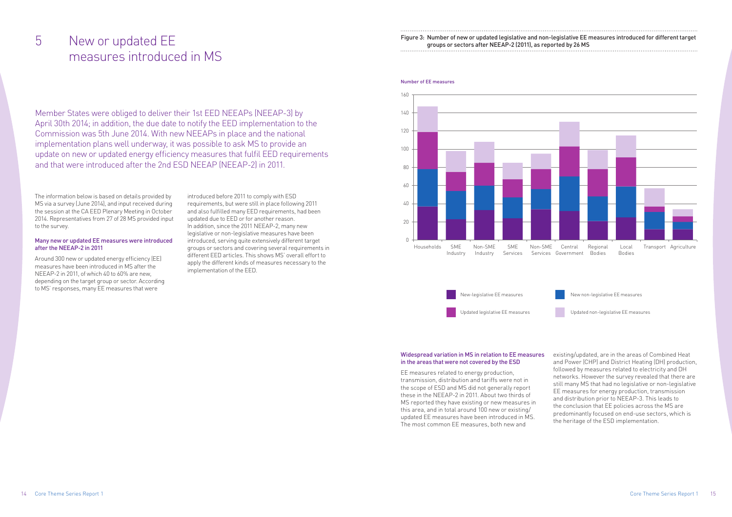# 5 New or updated EE measures introduced in MS

Member States were obliged to deliver their 1st EED NEEAPs (NEEAP-3) by April 30th 2014; in addition, the due date to notify the EED implementation to the Commission was 5th June 2014. With new NEEAPs in place and the national implementation plans well underway, it was possible to ask MS to provide an update on new or updated energy efficiency measures that fulfil EED requirements and that were introduced after the 2nd ESD NEEAP (NEEAP-2) in 2011.

The information below is based on details provided by MS via a survey (June 2014), and input received during the session at the CA EED Plenary Meeting in October 2014. Representatives from 27 of 28 MS provided input to the survey.

### Many new or updated EE measures were introduced after the NEEAP-2 in 2011

Around 300 new or updated energy efficiency (EE) measures have been introduced in MS after the NEEAP-2 in 2011, of which 40 to 60% are new, depending on the target group or sector. According to MS' responses, many EE measures that were introduced before 2011 to comply with ESD requirements, but were still in place following 2011 and also fulfilled many EED requirements, had been updated due to EED or for another reason. In addition, since the 2011 NEEAP-2, many new legislative or non-legislative measures have been introduced, serving quite extensively different target groups or sectors and covering several requirements in different EED articles. This shows MS' overall effort to apply the different kinds of measures necessary to the implementation of the EED.

Figure 3: Number of new or updated legislative and non-legislative EE measures introduced for different target groups or sectors after NEEAP-2 (2011), as reported by 26 MS

Number of EE measures

Households, SME Industry, Non-SME Industry, SME Services, Non-SME Services, Central Government, Regional Bodies, Local Bodies, Transport, Agriculture

New-legislative EE measures; New non-legislative EE measures; Updated legislative EE measures; Updated non-legislative EE measures

### Widespread variation in MS in relation to EE measures in the areas that were not covered by the ESD

EE measures related to energy production, transmission, distribution and tariffs were not in the scope of ESD and MS did not generally report these in the NEEAP-2 in 2011. About two thirds of MS reported they have existing or new measures in this area, and in total around 100 new or existing/updated EE measures have been introduced in MS. The most common EE measures, both new and existing/updated, are in the areas of Combined Heat and Power (CHP) and District Heating (DH) production, followed by measures related to electricity and DH networks. However the survey revealed that there are still many MS that had no legislative or non-legislative EE measures for energy production, transmission and distribution prior to NEEAP-3. This leads to the conclusion that EE policies across the MS are predominantly focused on end-use sectors, which is the heritage of the ESD implementation.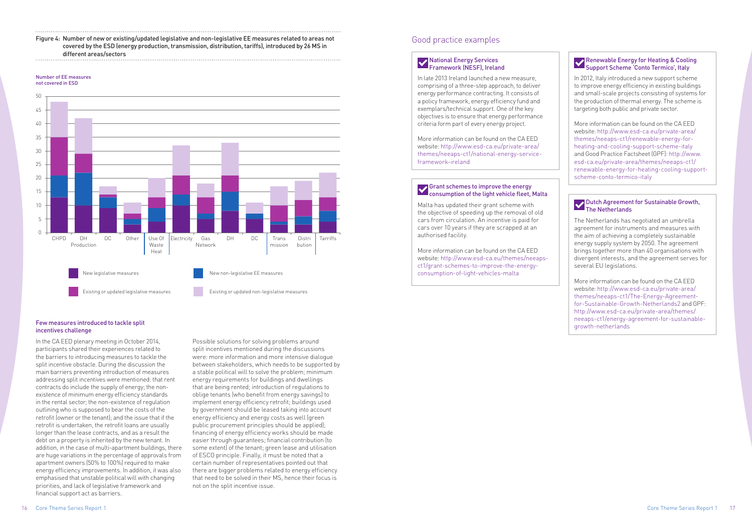Figure 4: Number of new or existing/updated legislative and non-legislative EE measures related to areas not covered by the ESD (energy production, transmission, distribution, tariffs), introduced by 26 MS in different areas/sectors

Number of EE measures not covered in ESD

| Area | New legislative measures | New non-legislative EE measures | Existing or updated legislative measures | Existing or updated non-legislative measures |
|---|---|---|---|---|
| CHPD | 13 | 8 | 14 | 13 |
| DH Production | 10 | 12 | 7 | 13 |
| DC | 9 | 4 | 1 | 3 |
| Other | 3 | 2 | 2 | 4 |
| Use Of Waste Heat | 4 | 5 | 4 | 7 |
| Electricity | 10 | 4 | 7 | 11 |
| Gas Network | 5 | 2 | 6 | 5 |
| DH | 8 | 7 | 6 | 12 |
| DC | 5 | 2 | 0 | 4 |
| Transmission | 3 | 1 | 6 | 7 |
| Distribution | 3 | 3 | 6 | 7 |
| Tarrifs | 4 | 4 | 5 | 9 |

### Few measures introduced to tackle split incentives challenge

In the CA EED plenary meeting in October 2014, participants shared their experiences related to the barriers to introducing measures to tackle the split incentive obstacle. During the discussion the main barriers preventing introduction of measures addressing split incentives were mentioned: that rent contracts do include the supply of energy; the non-existence of minimum energy efficiency standards in the rental sector; the non-existence of regulation outlining who is supposed to bear the costs of the retrofit (owner or the tenant); and the issue that if the retrofit is undertaken, the retrofit loans are usually longer than the lease contracts, and as a result the debt on a property is inherited by the new tenant. In addition, in the case of multi-apartment buildings, there are huge variations in the percentage of approvals from apartment owners (50% to 100%) required to make energy efficiency improvements. In addition, it was also emphasised that unstable political will with changing priorities, and lack of legislative framework and financial support act as barriers.

Possible solutions for solving problems around split incentives mentioned during the discussions were: more information and more intensive dialogue between stakeholders, which needs to be supported by a stable political will to solve the problem; minimum energy requirements for buildings and dwellings that are being rented; introduction of regulations to oblige tenants (who benefit from energy savings) to implement energy efficiency retrofit; buildings used by government should be leased taking into account energy efficiency and energy costs as well (green public procurement principles should be applied); financing of energy efficiency works should be made easier through guarantees; financial contribution (to some extent) of the tenant; green lease and utilisation of ESCO principle. Finally, it must be noted that a certain number of representatives pointed out that there are bigger problems related to energy efficiency that need to be solved in their MS, hence their focus is not on the split incentive issue.

## Good practice examples

### National Energy Services Framework (NESF), Ireland

In late 2013 Ireland launched a new measure, comprising of a three-step approach, to deliver energy performance contracting. It consists of a policy framework, energy efficiency fund and exemplars/technical support. One of the key objectives is to ensure that energy performance criteria form part of every energy project.

More information can be found on the CA EED website: http://www.esd-ca.eu/private-area/themes/neeaps-ct1/national-energy-service-framework-ireland

### Grant schemes to improve the energy consumption of the light vehicle fleet, Malta

Malta has updated their grant scheme with the objective of speeding up the removal of old cars from circulation. An incentive is paid for cars over 10 years if they are scrapped at an authorised facility.

More information can be found on the CA EED website: http://www.esd-ca.eu/themes/neeaps-ct1/grant-schemes-to-improve-the-energy-consumption-of-light-vehicles-malta

### Renewable Energy for Heating & Cooling Support Scheme 'Conto Termico', Italy

In 2012, Italy introduced a new support scheme to improve energy efficiency in existing buildings and small-scale projects consisting of systems for the production of thermal energy. The scheme is targeting both public and private sector.

More information can be found on the CA EED website: http://www.esd-ca.eu/private-area/themes/neeaps-ct1/renewable-energy-for-heating-and-cooling-support-scheme-italy and Good Practice Factsheet (GPF): http://www.esd-ca.eu/private-area/themes/neeaps-ct1/renewable-energy-for-heating-cooling-support-scheme-conto-termico-italy

### Dutch Agreement for Sustainable Growth, The Netherlands

The Netherlands has negotiated an umbrella agreement for instruments and measures with the aim of achieving a completely sustainable energy supply system by 2050. The agreement brings together more than 40 organisations with divergent interests, and the agreement serves for several EU legislations.

More information can be found on the CA EED website: http://www.esd-ca.eu/private-area/themes/neeaps-ct1/The-Energy-Agreement-for-Sustainable-Growth-Netherlands2 and GPF: http://www.esd-ca.eu/private-area/themes/neeaps-ct1/energy-agreement-for-sustainable-growth-netherlands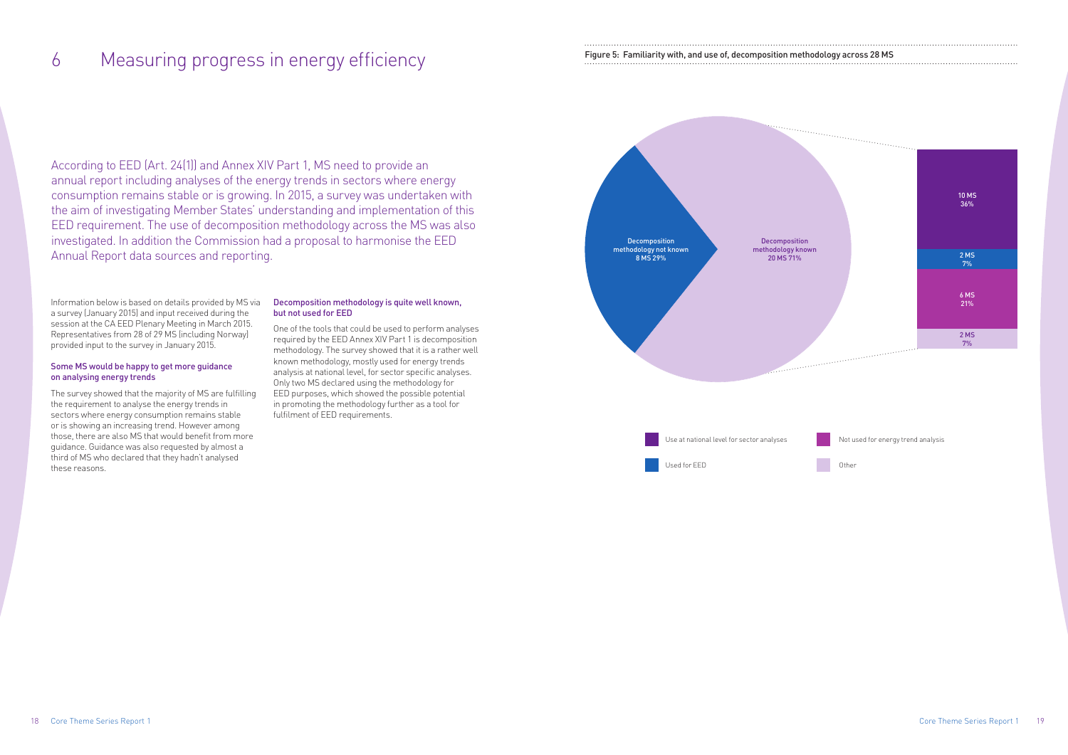# 6 Measuring progress in energy efficiency

According to EED (Art. 24(1)) and Annex XIV Part 1, MS need to provide an annual report including analyses of the energy trends in sectors where energy consumption remains stable or is growing. In 2015, a survey was undertaken with the aim of investigating Member States' understanding and implementation of this EED requirement. The use of decomposition methodology across the MS was also investigated. In addition the Commission had a proposal to harmonise the EED Annual Report data sources and reporting.

Information below is based on details provided by MS via a survey (January 2015) and input received during the session at the CA EED Plenary Meeting in March 2015. Representatives from 28 of 29 MS (including Norway) provided input to the survey in January 2015.

### Some MS would be happy to get more guidance on analysing energy trends

The survey showed that the majority of MS are fulfilling the requirement to analyse the energy trends in sectors where energy consumption remains stable or is showing an increasing trend. However among those, there are also MS that would benefit from more guidance. Guidance was also requested by almost a third of MS who declared that they hadn't analysed these reasons.

### Decomposition methodology is quite well known, but not used for EED

One of the tools that could be used to perform analyses required by the EED Annex XIV Part 1 is decomposition methodology. The survey showed that it is a rather well known methodology, mostly used for energy trends analysis at national level, for sector specific analyses. Only two MS declared using the methodology for EED purposes, which showed the possible potential in promoting the methodology further as a tool for fulfilment of EED requirements.

Figure 5: Familiarity with, and use of, decomposition methodology across 28 MS

| Category | MS | % |
|---|---|---|
| Decomposition methodology not known | 8 MS | 29% |
| Decomposition methodology known | 20 MS | 71% |
| – Use at national level for sector analyses | 10 MS | 36% |
| – Used for EED | 2 MS | 7% |
| – Not used for energy trend analysis | 6 MS | 21% |
| – Other | 2 MS | 7% |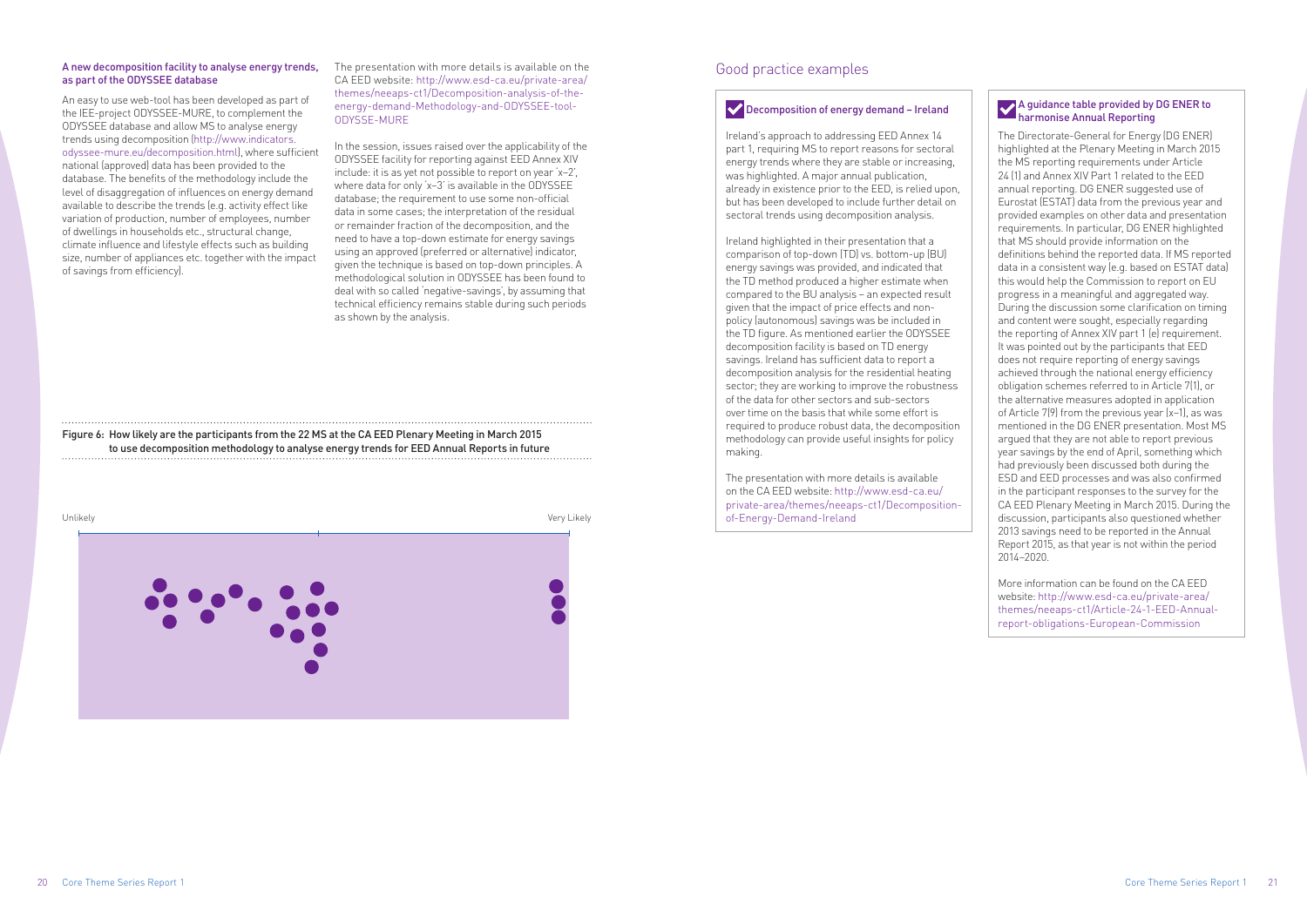### A new decomposition facility to analyse energy trends, as part of the ODYSSEE database

An easy to use web-tool has been developed as part of the IEE-project ODYSSEE-MURE, to complement the ODYSSEE database and allow MS to analyse energy trends using decomposition (http://www.indicators.odyssee-mure.eu/decomposition.html), where sufficient national (approved) data has been provided to the database. The benefits of the methodology include the level of disaggregation of influences on energy demand available to describe the trends (e.g. activity effect like variation of production, number of employees, number of dwellings in households etc., structural change, climate influence and lifestyle effects such as building size, number of appliances etc. together with the impact of savings from efficiency).

The presentation with more details is available on the CA EED website: http://www.esd-ca.eu/private-area/themes/neeaps-ct1/Decomposition-analysis-of-the-energy-demand-Methodology-and-ODYSSEE-tool-ODYSSE-MURE

In the session, issues raised over the applicability of the ODYSSEE facility for reporting against EED Annex XIV include: it is as yet not possible to report on year 'x–2', where data for only 'x–3' is available in the ODYSSEE database; the requirement to use some non-official data in some cases; the interpretation of the residual or remainder fraction of the decomposition, and the need to have a top-down estimate for energy savings using an approved (preferred or alternative) indicator, given the technique is based on top-down principles. A methodological solution in ODYSSEE has been found to deal with so called 'negative-savings', by assuming that technical efficiency remains stable during such periods as shown by the analysis.

Figure 6: How likely are the participants from the 22 MS at the CA EED Plenary Meeting in March 2015 to use decomposition methodology to analyse energy trends for EED Annual Reports in future

Unlikely — Very Likely

## Good practice examples

### Decomposition of energy demand – Ireland

Ireland's approach to addressing EED Annex 14 part 1, requiring MS to report reasons for sectoral energy trends where they are stable or increasing, was highlighted. A major annual publication, already in existence prior to the EED, is relied upon, but has been developed to include further detail on sectoral trends using decomposition analysis.

Ireland highlighted in their presentation that a comparison of top-down (TD) vs. bottom-up (BU) energy savings was provided, and indicated that the TD method produced a higher estimate when compared to the BU analysis – an expected result given that the impact of price effects and non-policy (autonomous) savings was be included in the TD figure. As mentioned earlier the ODYSSEE decomposition facility is based on TD energy savings. Ireland has sufficient data to report a decomposition analysis for the residential heating sector; they are working to improve the robustness of the data for other sectors and sub-sectors over time on the basis that while some effort is required to produce robust data, the decomposition methodology can provide useful insights for policy making.

The presentation with more details is available on the CA EED website: http://www.esd-ca.eu/private-area/themes/neeaps-ct1/Decomposition-of-Energy-Demand-Ireland

### A guidance table provided by DG ENER to harmonise Annual Reporting

The Directorate-General for Energy (DG ENER) highlighted at the Plenary Meeting in March 2015 the MS reporting requirements under Article 24 (1) and Annex XIV Part 1 related to the EED annual reporting. DG ENER suggested use of Eurostat (ESTAT) data from the previous year and provided examples on other data and presentation requirements. In particular, DG ENER highlighted that MS should provide information on the definitions behind the reported data. If MS reported data in a consistent way (e.g. based on ESTAT data) this would help the Commission to report on EU progress in a meaningful and aggregated way. During the discussion some clarification on timing and content were sought, especially regarding the reporting of Annex XIV part 1 (e) requirement. It was pointed out by the participants that EED does not require reporting of energy savings achieved through the national energy efficiency obligation schemes referred to in Article 7(1), or the alternative measures adopted in application of Article 7(9) from the previous year (x–1), as was mentioned in the DG ENER presentation. Most MS argued that they are not able to report previous year savings by the end of April, something which had previously been discussed both during the ESD and EED processes and was also confirmed in the participant responses to the survey for the CA EED Plenary Meeting in March 2015. During the discussion, participants also questioned whether 2013 savings need to be reported in the Annual Report 2015, as that year is not within the period 2014–2020.

More information can be found on the CA EED website: http://www.esd-ca.eu/private-area/themes/neeaps-ct1/Article-24-1-EED-Annual-report-obligations-European-Commission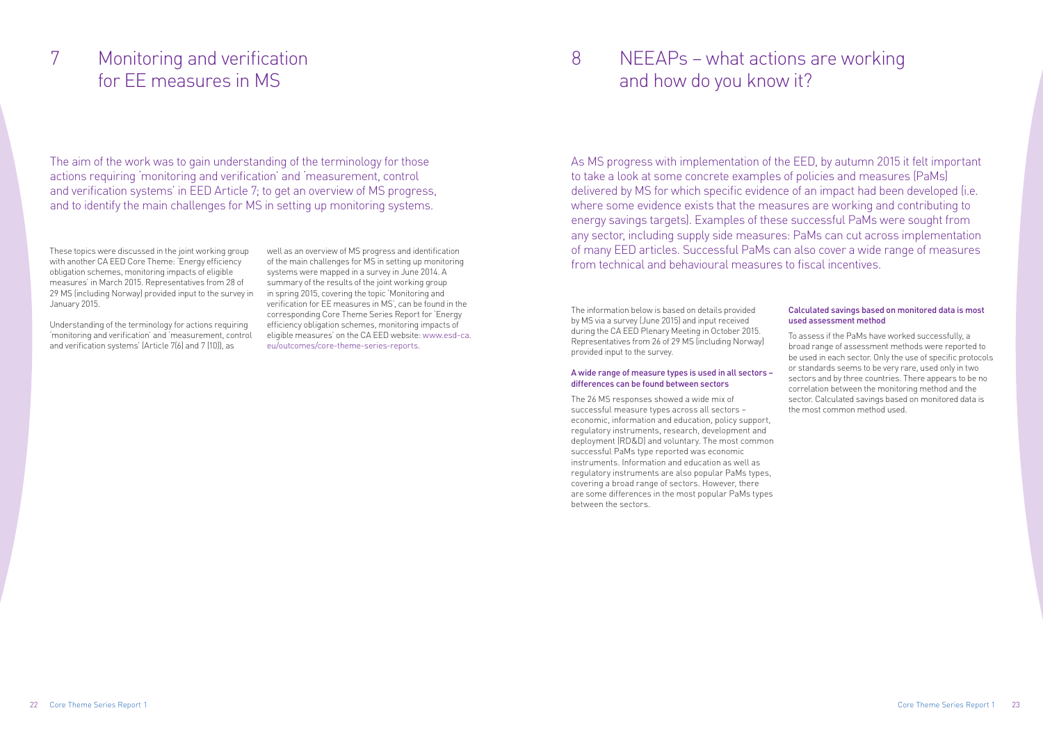# 7 Monitoring and verification for EE measures in MS

The aim of the work was to gain understanding of the terminology for those actions requiring 'monitoring and verification' and 'measurement, control and verification systems' in EED Article 7; to get an overview of MS progress, and to identify the main challenges for MS in setting up monitoring systems.

These topics were discussed in the joint working group with another CA EED Core Theme: 'Energy efficiency obligation schemes, monitoring impacts of eligible measures' in March 2015. Representatives from 28 of 29 MS (including Norway) provided input to the survey in January 2015.

Understanding of the terminology for actions requiring 'monitoring and verification' and 'measurement, control and verification systems' (Article 7(6) and 7 (10)), as well as an overview of MS progress and identification of the main challenges for MS in setting up monitoring systems were mapped in a survey in June 2014. A summary of the results of the joint working group in spring 2015, covering the topic 'Monitoring and verification for EE measures in MS', can be found in the corresponding Core Theme Series Report for 'Energy efficiency obligation schemes, monitoring impacts of eligible measures' on the CA EED website: www.esd-ca.eu/outcomes/core-theme-series-reports.

# 8 NEEAPs – what actions are working and how do you know it?

As MS progress with implementation of the EED, by autumn 2015 it felt important to take a look at some concrete examples of policies and measures (PaMs) delivered by MS for which specific evidence of an impact had been developed (i.e. where some evidence exists that the measures are working and contributing to energy savings targets). Examples of these successful PaMs were sought from any sector, including supply side measures: PaMs can cut across implementation of many EED articles. Successful PaMs can also cover a wide range of measures from technical and behavioural measures to fiscal incentives.

The information below is based on details provided by MS via a survey (June 2015) and input received during the CA EED Plenary Meeting in October 2015. Representatives from 26 of 29 MS (including Norway) provided input to the survey.

### A wide range of measure types is used in all sectors – differences can be found between sectors

The 26 MS responses showed a wide mix of successful measure types across all sectors – economic, information and education, policy support, regulatory instruments, research, development and deployment (RD&D) and voluntary. The most common successful PaMs type reported was economic instruments. Information and education as well as regulatory instruments are also popular PaMs types, covering a broad range of sectors. However, there are some differences in the most popular PaMs types between the sectors.

### Calculated savings based on monitored data is most used assessment method

To assess if the PaMs have worked successfully, a broad range of assessment methods were reported to be used in each sector. Only the use of specific protocols or standards seems to be very rare, used only in two sectors and by three countries. There appears to be no correlation between the monitoring method and the sector. Calculated savings based on monitored data is the most common method used.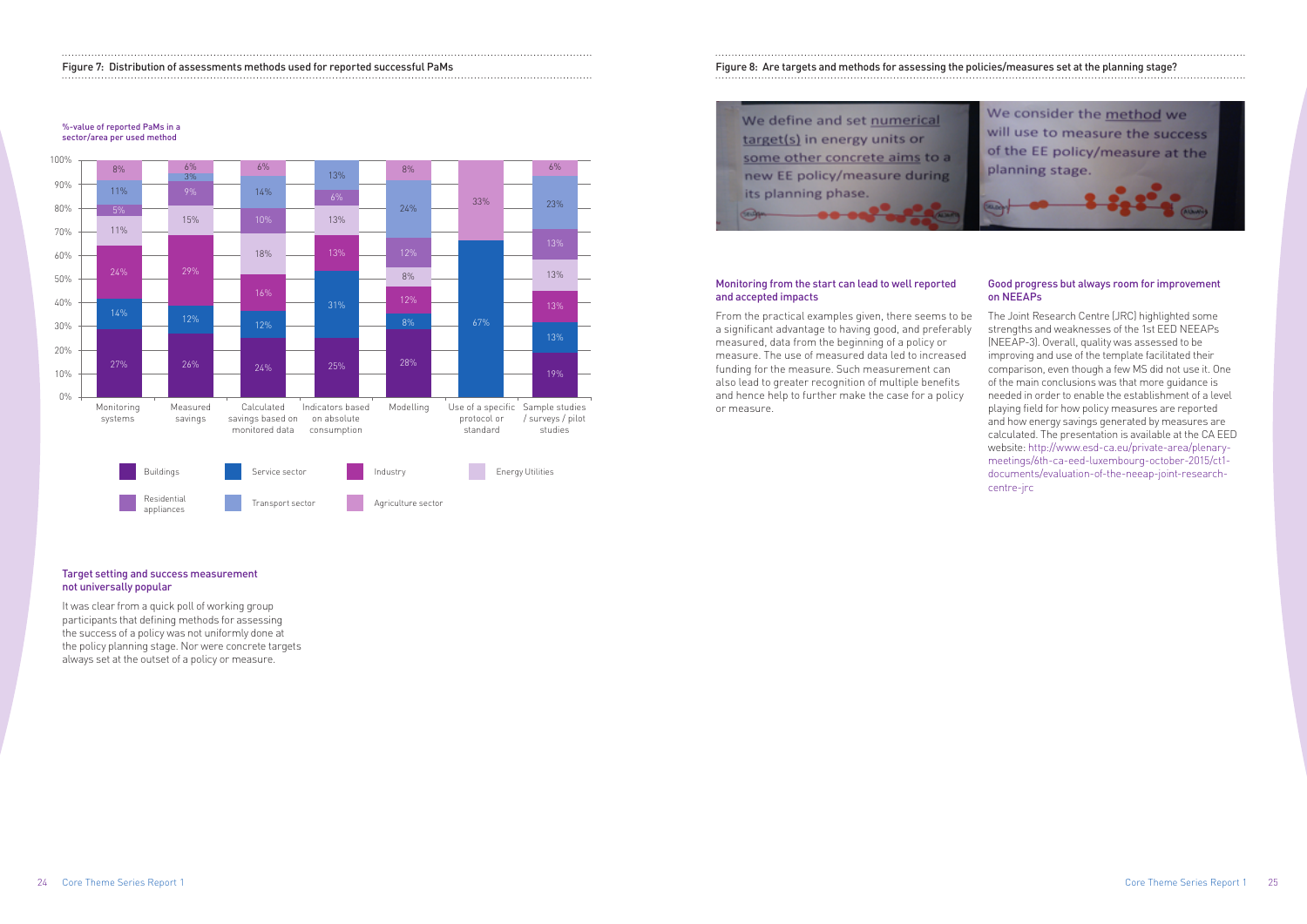Figure 7: Distribution of assessments methods used for reported successful PaMs

%-value of reported PaMs in a sector/area per used method

| | Monitoring systems | Measured savings | Calculated savings based on monitored data | Indicators based on absolute consumption | Modelling | Use of a specific protocol or standard | Sample studies / surveys / pilot studies |
|---|---|---|---|---|---|---|---|
| Buildings | 27% | 26% | 24% | 25% | 28% | | 19% |
| Service sector | 14% | 12% | 12% | 31% | 8% | 67% | 13% |
| Industry | 24% | 29% | 16% | 13% | 12% | | 13% |
| Energy Utilities | 11% | 15% | 18% | 13% | 8% | | 13% |
| Residential appliances | 5% | 9% | 10% | 6% | 12% | | 13% |
| Transport sector | 11% | 3% | 14% | 13% | 24% | | 23% |
| Agriculture sector | 8% | 6% | 6% | | 8% | 33% | 6% |

### Target setting and success measurement not universally popular

It was clear from a quick poll of working group participants that defining methods for assessing the success of a policy was not uniformly done at the policy planning stage. Nor were concrete targets always set at the outset of a policy or measure.

Figure 8: Are targets and methods for assessing the policies/measures set at the planning stage?

We define and set numerical target(s) in energy units or some other concrete aims to a new EE policy/measure during its planning phase.

We consider the method we will use to measure the success of the EE policy/measure at the planning stage.

### Monitoring from the start can lead to well reported and accepted impacts

From the practical examples given, there seems to be a significant advantage to having good, and preferably measured, data from the beginning of a policy or measure. The use of measured data led to increased funding for the measure. Such measurement can also lead to greater recognition of multiple benefits and hence help to further make the case for a policy or measure.

### Good progress but always room for improvement on NEEAPs

The Joint Research Centre (JRC) highlighted some strengths and weaknesses of the 1st EED NEEAPs (NEEAP-3). Overall, quality was assessed to be improving and use of the template facilitated their comparison, even though a few MS did not use it. One of the main conclusions was that more guidance is needed in order to enable the establishment of a level playing field for how policy measures are reported and how energy savings generated by measures are calculated. The presentation is available at the CA EED website: http://www.esd-ca.eu/private-area/plenary-meetings/6th-ca-eed-luxembourg-october-2015/ct1-documents/evaluation-of-the-neeap-joint-research-centre-jrc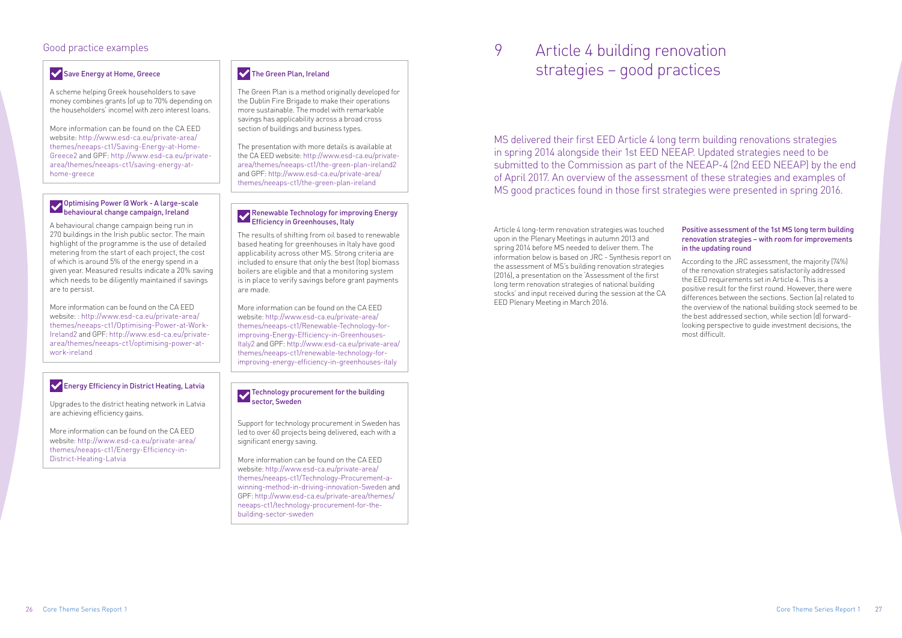## Good practice examples

### Save Energy at Home, Greece

A scheme helping Greek householders to save money combines grants (up to 70% depending on the householders' income) with zero interest loans.

More information can be found on the CA EED website: http://www.esd-ca.eu/private-area/themes/neeaps-ct1/Saving-Energy-at-Home-Greece2 and GPF: http://www.esd-ca.eu/private-area/themes/neeaps-ct1/saving-energy-at-home-greece

### Optimising Power @ Work - A large-scale behavioural change campaign, Ireland

A behavioural change campaign being run in 270 buildings in the Irish public sector. The main highlight of the programme is the use of detailed metering from the start of each project, the cost of which is around 5% of the energy spend in a given year. Measured results indicate a 20% saving which needs to be diligently maintained if savings are to persist.

More information can be found on the CA EED website: : http://www.esd-ca.eu/private-area/themes/neeaps-ct1/Optimising-Power-at-Work-Ireland2 and GPF: http://www.esd-ca.eu/private-area/themes/neeaps-ct1/optimising-power-at-work-ireland

### Energy Efficiency in District Heating, Latvia

Upgrades to the district heating network in Latvia are achieving efficiency gains.

More information can be found on the CA EED website: http://www.esd-ca.eu/private-area/themes/neeaps-ct1/Energy-Efficiency-in-District-Heating-Latvia

### The Green Plan, Ireland

The Green Plan is a method originally developed for the Dublin Fire Brigade to make their operations more sustainable. The model with remarkable savings has applicability across a broad cross section of buildings and business types.

The presentation with more details is available at the CA EED website: http://www.esd-ca.eu/private-area/themes/neeaps-ct1/the-green-plan-ireland2 and GPF: http://www.esd-ca.eu/private-area/themes/neeaps-ct1/the-green-plan-ireland

### Renewable Technology for improving Energy Efficiency in Greenhouses, Italy

The results of shifting from oil based to renewable based heating for greenhouses in Italy have good applicability across other MS. Strong criteria are included to ensure that only the best (top) biomass boilers are eligible and that a monitoring system is in place to verify savings before grant payments are made.

More information can be found on the CA EED website: http://www.esd-ca.eu/private-area/themes/neeaps-ct1/Renewable-Technology-for-improving-Energy-Efficiency-in-Greenhouses-Italy2 and GPF: http://www.esd-ca.eu/private-area/themes/neeaps-ct1/renewable-technology-for-improving-energy-efficiency-in-greenhouses-italy

### Technology procurement for the building sector, Sweden

Support for technology procurement in Sweden has led to over 60 projects being delivered, each with a significant energy saving.

More information can be found on the CA EED website: http://www.esd-ca.eu/private-area/themes/neeaps-ct1/Technology-Procurement-a-winning-method-in-driving-innovation-Sweden and GPF: http://www.esd-ca.eu/private-area/themes/neeaps-ct1/technology-procurement-for-the-building-sector-sweden

# 9 Article 4 building renovation strategies – good practices

MS delivered their first EED Article 4 long term building renovations strategies in spring 2014 alongside their 1st EED NEEAP. Updated strategies need to be submitted to the Commission as part of the NEEAP-4 (2nd EED NEEAP) by the end of April 2017. An overview of the assessment of these strategies and examples of MS good practices found in those first strategies were presented in spring 2016.

Article 4 long-term renovation strategies was touched upon in the Plenary Meetings in autumn 2013 and spring 2014 before MS needed to deliver them. The information below is based on JRC - Synthesis report on the assessment of MS's building renovation strategies (2016), a presentation on the 'Assessment of the first long term renovation strategies of national building stocks' and input received during the session at the CA EED Plenary Meeting in March 2016.

### Positive assessment of the 1st MS long term building renovation strategies – with room for improvements in the updating round

According to the JRC assessment, the majority (74%) of the renovation strategies satisfactorily addressed the EED requirements set in Article 4. This is a positive result for the first round. However, there were differences between the sections. Section (a) related to the overview of the national building stock seemed to be the best addressed section, while section (d) forward-looking perspective to guide investment decisions, the most difficult.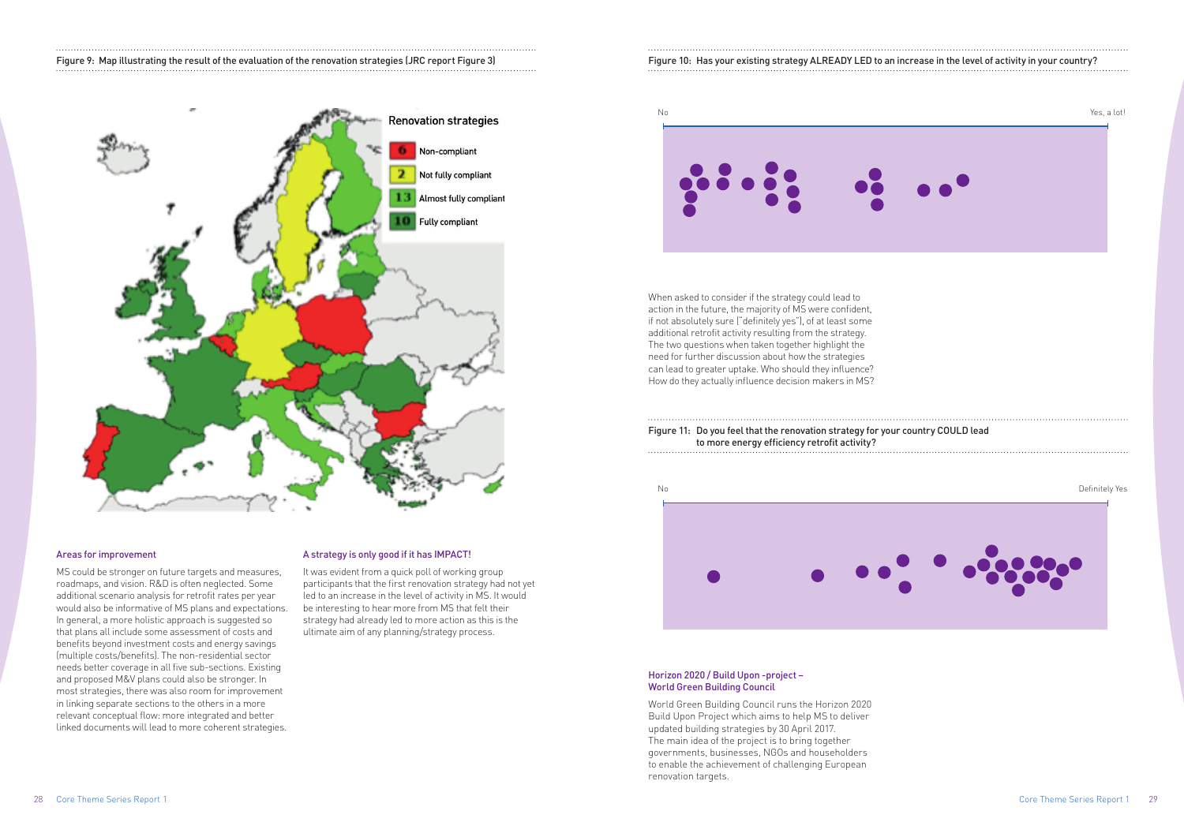Figure 9: Map illustrating the result of the evaluation of the renovation strategies (JRC report Figure 3)

Renovation strategies

- 6 Non-compliant
- 2 Not fully compliant
- 13 Almost fully compliant
- 10 Fully compliant

### Areas for improvement

MS could be stronger on future targets and measures, roadmaps, and vision. R&D is often neglected. Some additional scenario analysis for retrofit rates per year would also be informative of MS plans and expectations. In general, a more holistic approach is suggested so that plans all include some assessment of costs and benefits beyond investment costs and energy savings (multiple costs/benefits). The non-residential sector needs better coverage in all five sub-sections. Existing and proposed M&V plans could also be stronger. In most strategies, there was also room for improvement in linking separate sections to the others in a more relevant conceptual flow: more integrated and better linked documents will lead to more coherent strategies.

### A strategy is only good if it has IMPACT!

It was evident from a quick poll of working group participants that the first renovation strategy had not yet led to an increase in the level of activity in MS. It would be interesting to hear more from MS that felt their strategy had already led to more action as this is the ultimate aim of any planning/strategy process.

Figure 10: Has your existing strategy ALREADY LED to an increase in the level of activity in your country?

No — Yes, a lot!

When asked to consider if the strategy could lead to action in the future, the majority of MS were confident, if not absolutely sure ("definitely yes"), of at least some additional retrofit activity resulting from the strategy. The two questions when taken together highlight the need for further discussion about how the strategies can lead to greater uptake. Who should they influence? How do they actually influence decision makers in MS?

Figure 11: Do you feel that the renovation strategy for your country COULD lead to more energy efficiency retrofit activity?

No — Definitely Yes

### Horizon 2020 / Build Upon -project – World Green Building Council

World Green Building Council runs the Horizon 2020 Build Upon Project which aims to help MS to deliver updated building strategies by 30 April 2017. The main idea of the project is to bring together governments, businesses, NGOs and householders to enable the achievement of challenging European renovation targets.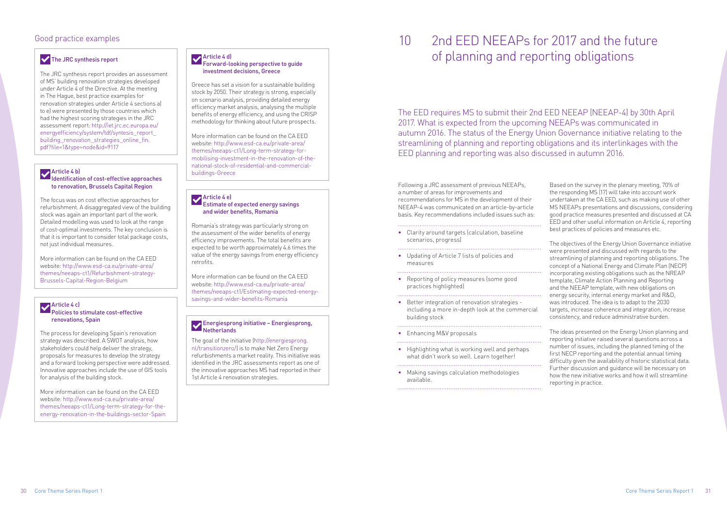## Good practice examples

### The JRC synthesis report

The JRC synthesis report provides an assessment of MS' building renovation strategies developed under Article 4 of the Directive. At the meeting in The Hague, best practice examples for renovation strategies under Article 4 sections a) to e) were presented by those countries which had the highest scoring strategies in the JRC assessment report: http://iet.jrc.ec.europa.eu/energyefficiency/system/tdf/syntesis_report_building_renovation_strategies_online_fin.pdf?file=1&type=node&id=9117

### Article 4 b)
### Identification of cost-effective approaches to renovation, Brussels Capital Region

The focus was on cost effective approaches for refurbishment. A disaggregated view of the building stock was again an important part of the work. Detailed modelling was used to look at the range of cost-optimal investments. The key conclusion is that it is important to consider total package costs, not just individual measures.

More information can be found on the CA EED website: http://www.esd-ca.eu/private-area/themes/neeaps-ct1/Refurbishment-strategy-Brussels-Capital-Region-Belgium

### Article 4 c)
### Policies to stimulate cost-effective renovations, Spain

The process for developing Spain's renovation strategy was described. A SWOT analysis, how stakeholders could help deliver the strategy, proposals for measures to develop the strategy and a forward looking perspective were addressed. Innovative approaches include the use of GIS tools for analysis of the building stock.

More information can be found on the CA EED website: http://www.esd-ca.eu/private-area/themes/neeaps-ct1/Long-term-strategy-for-the-energy-renovation-in-the-buildings-sector-Spain

### Article 4 d)
### Forward-looking perspective to guide investment decisions, Greece

Greece has set a vision for a sustainable building stock by 2050. Their strategy is strong, especially on scenario analysis, providing detailed energy efficiency market analysis, analysing the multiple benefits of energy efficiency, and using the CRISP methodology for thinking about future prospects.

More information can be found on the CA EED website: http://www.esd-ca.eu/private-area/themes/neeaps-ct1/Long-term-strategy-for-mobilising-investment-in-the-renovation-of-the-national-stock-of-residential-and-commercial-buildings-Greece

### Article 4 e)
### Estimate of expected energy savings and wider benefits, Romania

Romania's strategy was particularly strong on the assessment of the wider benefits of energy efficiency improvements. The total benefits are expected to be worth approximately 4.6 times the value of the energy savings from energy efficiency retrofits.

More information can be found on the CA EED website: http://www.esd-ca.eu/private-area/themes/neeaps-ct1/Estimating-expected-energy-savings-and-wider-benefits-Romania

### Energiesprong initiative – Energiesprong, Netherlands

The goal of the initiative (http://energiesprong.nl/transitionzero/) is to make Net Zero Energy refurbishments a market reality. This initiative was identified in the JRC assessments report as one of the innovative approaches MS had reported in their 1st Article 4 renovation strategies.

# 10 2nd EED NEEAPs for 2017 and the future of planning and reporting obligations

The EED requires MS to submit their 2nd EED NEEAP (NEEAP-4) by 30th April 2017. What is expected from the upcoming NEEAPs was communicated in autumn 2016. The status of the Energy Union Governance initiative relating to the streamlining of planning and reporting obligations and its interlinkages with the EED planning and reporting was also discussed in autumn 2016.

Following a JRC assessment of previous NEEAPs, a number of areas for improvements and recommendations for MS in the development of their NEEAP-4 was communicated on an article-by-article basis. Key recommendations included issues such as:

- Clarity around targets (calculation, baseline scenarios, progress)
- Updating of Article 7 lists of policies and measures
- Reporting of policy measures (some good practices highlighted)
- Better integration of renovation strategies - including a more in-depth look at the commercial building stock
- Enhancing M&V proposals
- Highlighting what is working well and perhaps what didn't work so well. Learn together!
- Making savings calculation methodologies available.

Based on the survey in the plenary meeting, 70% of the responding MS (17) will take into account work undertaken at the CA EED, such as making use of other MS NEEAPs presentations and discussions, considering good practice measures presented and discussed at CA EED and other useful information on Article 4, reporting best practices of policies and measures etc.

The objectives of the Energy Union Governance initiative were presented and discussed with regards to the streamlining of planning and reporting obligations. The concept of a National Energy and Climate Plan (NECP) incorporating existing obligations such as the NREAP template, Climate Action Planning and Reporting and the NEEAP template, with new obligations on energy security, internal energy market and R&D, was introduced. The idea is to adapt to the 2030 targets, increase coherence and integration, increase consistency, and reduce administrative burden.

The ideas presented on the Energy Union planning and reporting initiative raised several questions across a number of issues, including the planned timing of the first NECP reporting and the potential annual timing difficulty given the availability of historic statistical data. Further discussion and guidance will be necessary on how the new initiative works and how it will streamline reporting in practice.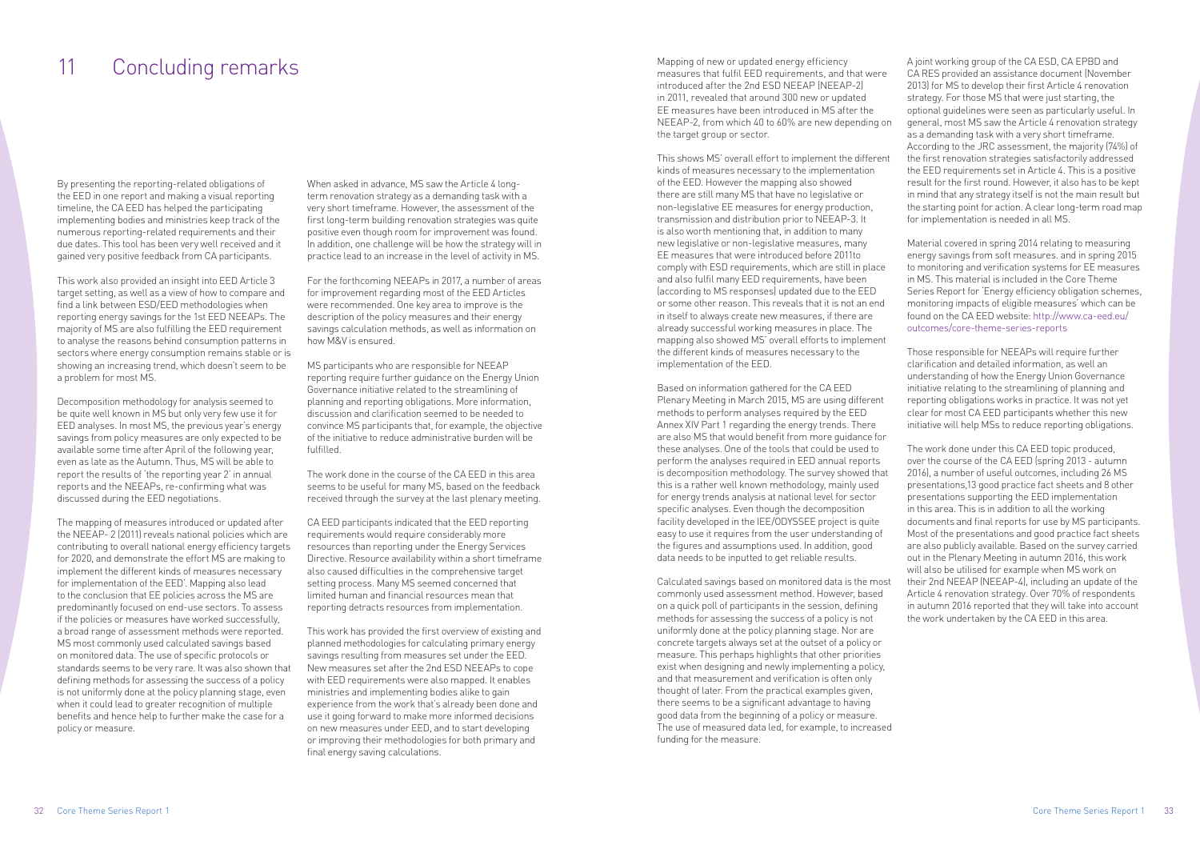# 11 Concluding remarks

By presenting the reporting-related obligations of the EED in one report and making a visual reporting timeline, the CA EED has helped the participating implementing bodies and ministries keep track of the numerous reporting-related requirements and their due dates. This tool has been very well received and it gained very positive feedback from CA participants.

This work also provided an insight into EED Article 3 target setting, as well as a view of how to compare and find a link between ESD/EED methodologies when reporting energy savings for the 1st EED NEEAPs. The majority of MS are also fulfilling the EED requirement to analyse the reasons behind consumption patterns in sectors where energy consumption remains stable or is showing an increasing trend, which doesn't seem to be a problem for most MS.

Decomposition methodology for analysis seemed to be quite well known in MS but only very few use it for EED analyses. In most MS, the previous year's energy savings from policy measures are only expected to be available some time after April of the following year, even as late as the Autumn. Thus, MS will be able to report the results of 'the reporting year 2' in annual reports and the NEEAPs, re-confirming what was discussed during the EED negotiations.

The mapping of measures introduced or updated after the NEEAP- 2 (2011) reveals national policies which are contributing to overall national energy efficiency targets for 2020, and demonstrate the effort MS are making to implement the different kinds of measures necessary for implementation of the EED'. Mapping also lead to the conclusion that EE policies across the MS are predominantly focused on end-use sectors. To assess if the policies or measures have worked successfully, a broad range of assessment methods were reported. MS most commonly used calculated savings based on monitored data. The use of specific protocols or standards seems to be very rare. It was also shown that defining methods for assessing the success of a policy is not uniformly done at the policy planning stage, even when it could lead to greater recognition of multiple benefits and hence help to further make the case for a policy or measure.

When asked in advance, MS saw the Article 4 long-term renovation strategy as a demanding task with a very short timeframe. However, the assessment of the first long-term building renovation strategies was quite positive even though room for improvement was found. In addition, one challenge will be how the strategy will in practice lead to an increase in the level of activity in MS.

For the forthcoming NEEAPs in 2017, a number of areas for improvement regarding most of the EED Articles were recommended. One key area to improve is the description of the policy measures and their energy savings calculation methods, as well as information on how M&V is ensured.

MS participants who are responsible for NEEAP reporting require further guidance on the Energy Union Governance initiative related to the streamlining of planning and reporting obligations. More information, discussion and clarification seemed to be needed to convince MS participants that, for example, the objective of the initiative to reduce administrative burden will be fulfilled.

The work done in the course of the CA EED in this area seems to be useful for many MS, based on the feedback received through the survey at the last plenary meeting.

CA EED participants indicated that the EED reporting requirements would require considerably more resources than reporting under the Energy Services Directive. Resource availability within a short timeframe also caused difficulties in the comprehensive target setting process. Many MS seemed concerned that limited human and financial resources mean that reporting detracts resources from implementation.

This work has provided the first overview of existing and planned methodologies for calculating primary energy savings resulting from measures set under the EED. New measures set after the 2nd ESD NEEAPs to cope with EED requirements were also mapped. It enables ministries and implementing bodies alike to gain experience from the work that's already been done and use it going forward to make more informed decisions on new measures under EED, and to start developing or improving their methodologies for both primary and final energy saving calculations.

Mapping of new or updated energy efficiency measures that fulfil EED requirements, and that were introduced after the 2nd ESD NEEAP (NEEAP-2) in 2011, revealed that around 300 new or updated EE measures have been introduced in MS after the NEEAP-2, from which 40 to 60% are new depending on the target group or sector.

This shows MS' overall effort to implement the different kinds of measures necessary to the implementation of the EED. However the mapping also showed there are still many MS that have no legislative or non-legislative EE measures for energy production, transmission and distribution prior to NEEAP-3. It is also worth mentioning that, in addition to many new legislative or non-legislative measures, many EE measures that were introduced before 2011to comply with ESD requirements, which are still in place and also fulfil many EED requirements, have been (according to MS responses) updated due to the EED or some other reason. This reveals that it is not an end in itself to always create new measures, if there are already successful working measures in place. The mapping also showed MS' overall efforts to implement the different kinds of measures necessary to the implementation of the EED.

Based on information gathered for the CA EED Plenary Meeting in March 2015, MS are using different methods to perform analyses required by the EED Annex XIV Part 1 regarding the energy trends. There are also MS that would benefit from more guidance for these analyses. One of the tools that could be used to perform the analyses required in EED annual reports is decomposition methodology. The survey showed that this is a rather well known methodology, mainly used for energy trends analysis at national level for sector specific analyses. Even though the decomposition facility developed in the IEE/ODYSSEE project is quite easy to use it requires from the user understanding of the figures and assumptions used. In addition, good data needs to be inputted to get reliable results.

Calculated savings based on monitored data is the most commonly used assessment method. However, based on a quick poll of participants in the session, defining methods for assessing the success of a policy is not uniformly done at the policy planning stage. Nor are concrete targets always set at the outset of a policy or measure. This perhaps highlights that other priorities exist when designing and newly implementing a policy, and that measurement and verification is often only thought of later. From the practical examples given, there seems to be a significant advantage to having good data from the beginning of a policy or measure. The use of measured data led, for example, to increased funding for the measure.

A joint working group of the CA ESD, CA EPBD and CA RES provided an assistance document (November 2013) for MS to develop their first Article 4 renovation strategy. For those MS that were just starting, the optional guidelines were seen as particularly useful. In general, most MS saw the Article 4 renovation strategy as a demanding task with a very short timeframe. According to the JRC assessment, the majority (74%) of the first renovation strategies satisfactorily addressed the EED requirements set in Article 4. This is a positive result for the first round. However, it also has to be kept in mind that any strategy itself is not the main result but the starting point for action. A clear long-term road map for implementation is needed in all MS.

Material covered in spring 2014 relating to measuring energy savings from soft measures. and in spring 2015 to monitoring and verification systems for EE measures in MS. This material is included in the Core Theme Series Report for 'Energy efficiency obligation schemes, monitoring impacts of eligible measures' which can be found on the CA EED website: http://www.ca-eed.eu/outcomes/core-theme-series-reports

Those responsible for NEEAPs will require further clarification and detailed information, as well an understanding of how the Energy Union Governance initiative relating to the streamlining of planning and reporting obligations works in practice. It was not yet clear for most CA EED participants whether this new initiative will help MSs to reduce reporting obligations.

The work done under this CA EED topic produced, over the course of the CA EED (spring 2013 - autumn 2016), a number of useful outcomes, including 26 MS presentations,13 good practice fact sheets and 8 other presentations supporting the EED implementation in this area. This is in addition to all the working documents and final reports for use by MS participants. Most of the presentations and good practice fact sheets are also publicly available. Based on the survey carried out in the Plenary Meeting in autumn 2016, this work will also be utilised for example when MS work on their 2nd NEEAP (NEEAP-4), including an update of the Article 4 renovation strategy. Over 70% of respondents in autumn 2016 reported that they will take into account the work undertaken by the CA EED in this area.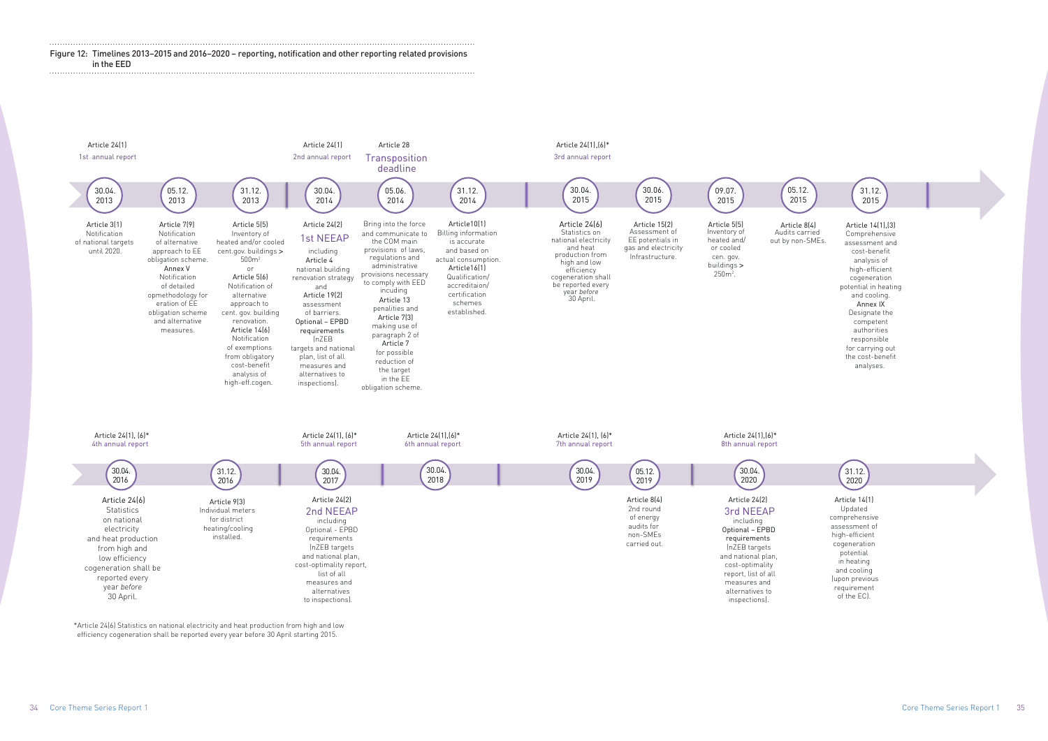Figure 12: Timelines 2013–2015 and 2016–2020 – reporting, notification and other reporting related provisions in the EED

**30.04.2013** – Article 24(1) – 1st annual report
Article 3(1) Notification of national targets until 2020.

**05.12.2013**
Article 7(9) Notification of alternative approach to EE obligation scheme. Annex V Notification of detailed opmethodology for eration of EE obligation scheme and alternative measures.

**31.12.2013**
Article 5(5) Inventory of heated and/or cooled cent.gov. buildings > 500m² or Article 5(6) Notification of alternative approach to cent. gov. building renovation. Article 14(6) Notification of exemptions from obligatory cost-benefit analysis of high-eff.cogen.

**30.04.2014** – Article 24(1) – 2nd annual report
Article 24(2) 1st NEEAP including Article 4 national building renovation strategy and Article 19(2) assessment of barriers. Optional – EPBD requirements (nZEB targets and national plan, list of all measures and alternatives to inspections).

**05.06.2014** – Article 28 – Transposition deadline
Bring into the force and communicate to the COM main provisions of laws, regulations and administrative provisions necessary to comply with EED incuding Article 13 penalities and Article 7(3) making use of paragraph 2 of Article 7 for possible reduction of the target in the EE obligation scheme.

**31.12.2014**
Article10(1) Billing information is accurate and based on actual consumption. Article16(1) Qualification/ accreditaion/ certification schemes established.

**30.04.2015** – Article 24(1),(6)* – 3rd annual report
Article 24(6) Statistics on national electricity and heat production from high and low efficiency cogeneration shall be reported every year *before* 30 April.

**30.06.2015**
Article 15(2) Assessment of EE potentials in gas and electricity Infrastructure.

**09.07.2015**
Article 5(5) Inventory of heated and/ or cooled cen. gov. buildings > 250m².

**05.12.2015**
Article 8(4) Audits carried out by non-SMEs.

**31.12.2015**
Article 14(1),(3) Comprehensive assessment and cost-benefit analysis of high-efficient cogeneration potential in heating and cooling. Annex IX Designate the competent authorities responsible for carrying out the cost-benefit analyses.

**30.04.2016** – Article 24(1), (6)* – 4th annual report
Article 24(6) Statistics on national electricity and heat production from high and low efficiency cogeneration shall be reported every year *before* 30 April.

**31.12.2016**
Article 9(3) Individual meters for district heating/cooling installed.

**30.04.2017** – Article 24(1), (6)* – 5th annual report
Article 24(2) 2nd NEEAP including Optional - EPBD requirements (nZEB targets and national plan, cost-optimality report, list of all measures and alternatives to inspections).

**30.04.2018** – Article 24(1),(6)* – 6th annual report

**30.04.2019** – Article 24(1), (6)* – 7th annual report

**05.12.2019**
Article 8(4) 2nd round of energy audits for non-SMEs carried out.

**30.04.2020** – Article 24(1),(6)* – 8th annual report
Article 24(2) 3rd NEEAP including Optional – EPBD requirements (nZEB targets and national plan, cost-optimality report, list of all measures and alternatives to inspections).

**31.12.2020**
Article 14(1) Updated comprehensive assessment of high-efficient cogeneration potential in heating and cooling (upon previous requirement of the EC).

*Article 24(6) Statistics on national electricity and heat production from high and low efficiency cogeneration shall be reported every year before 30 April starting 2015.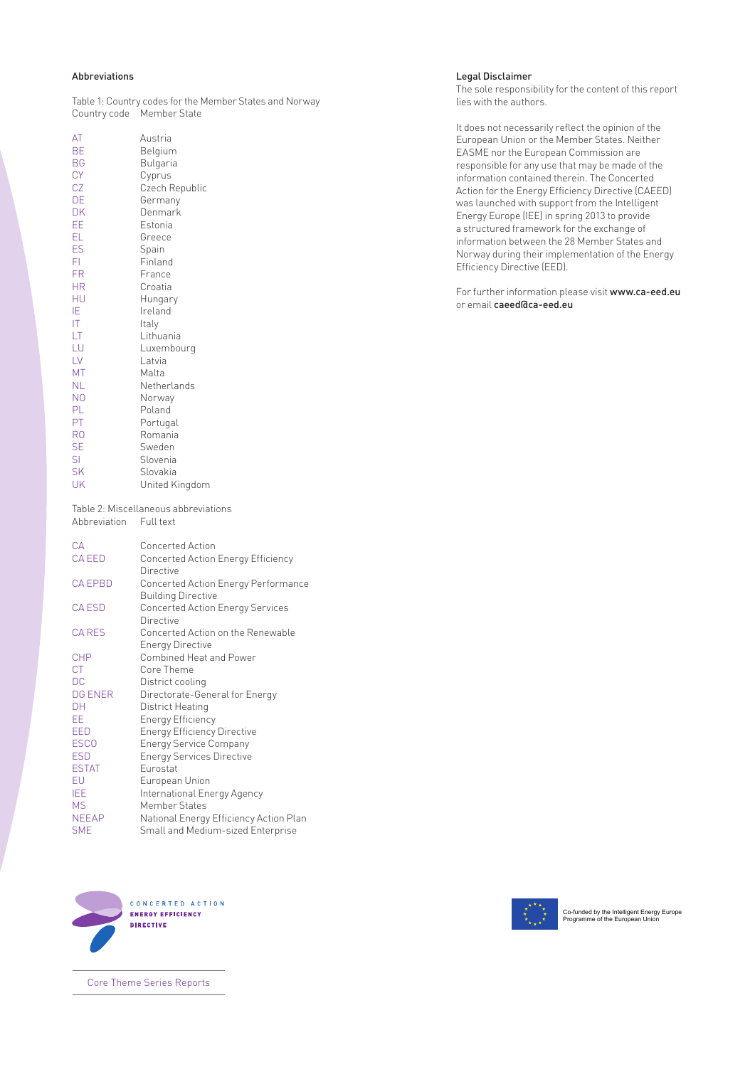## Abbreviations

Table 1: Country codes for the Member States and Norway

| Country code | Member State |
|---|---|
| AT | Austria |
| BE | Belgium |
| BG | Bulgaria |
| CY | Cyprus |
| CZ | Czech Republic |
| DE | Germany |
| DK | Denmark |
| EE | Estonia |
| EL | Greece |
| ES | Spain |
| FI | Finland |
| FR | France |
| HR | Croatia |
| HU | Hungary |
| IE | Ireland |
| IT | Italy |
| LT | Lithuania |
| LU | Luxembourg |
| LV | Latvia |
| MT | Malta |
| NL | Netherlands |
| NO | Norway |
| PL | Poland |
| PT | Portugal |
| RO | Romania |
| SE | Sweden |
| SI | Slovenia |
| SK | Slovakia |
| UK | United Kingdom |

Table 2: Miscellaneous abbreviations

| Abbreviation | Full text |
|---|---|
| CA | Concerted Action |
| CA EED | Concerted Action Energy Efficiency Directive |
| CA EPBD | Concerted Action Energy Performance Building Directive |
| CA ESD | Concerted Action Energy Services Directive |
| CA RES | Concerted Action on the Renewable Energy Directive |
| CHP | Combined Heat and Power |
| CT | Core Theme |
| DC | District cooling |
| DG ENER | Directorate-General for Energy |
| DH | District Heating |
| EE | Energy Efficiency |
| EED | Energy Efficiency Directive |
| ESCO | Energy Service Company |
| ESD | Energy Services Directive |
| ESTAT | Eurostat |
| EU | European Union |
| IEE | International Energy Agency |
| MS | Member States |
| NEEAP | National Energy Efficiency Action Plan |
| SME | Small and Medium-sized Enterprise |

## Legal Disclaimer

The sole responsibility for the content of this report lies with the authors.

It does not necessarily reflect the opinion of the European Union or the Member States. Neither EASME nor the European Commission are responsible for any use that may be made of the information contained therein. The Concerted Action for the Energy Efficiency Directive (CAEED) was launched with support from the Intelligent Energy Europe (IEE) in spring 2013 to provide a structured framework for the exchange of information between the 28 Member States and Norway during their implementation of the Energy Efficiency Directive (EED).

For further information please visit **www.ca-eed.eu** or email **caeed@ca-eed.eu**

CONCERTED ACTION
ENERGY EFFICIENCY
DIRECTIVE

Co-funded by the Intelligent Energy Europe Programme of the European Union

Core Theme Series Reports